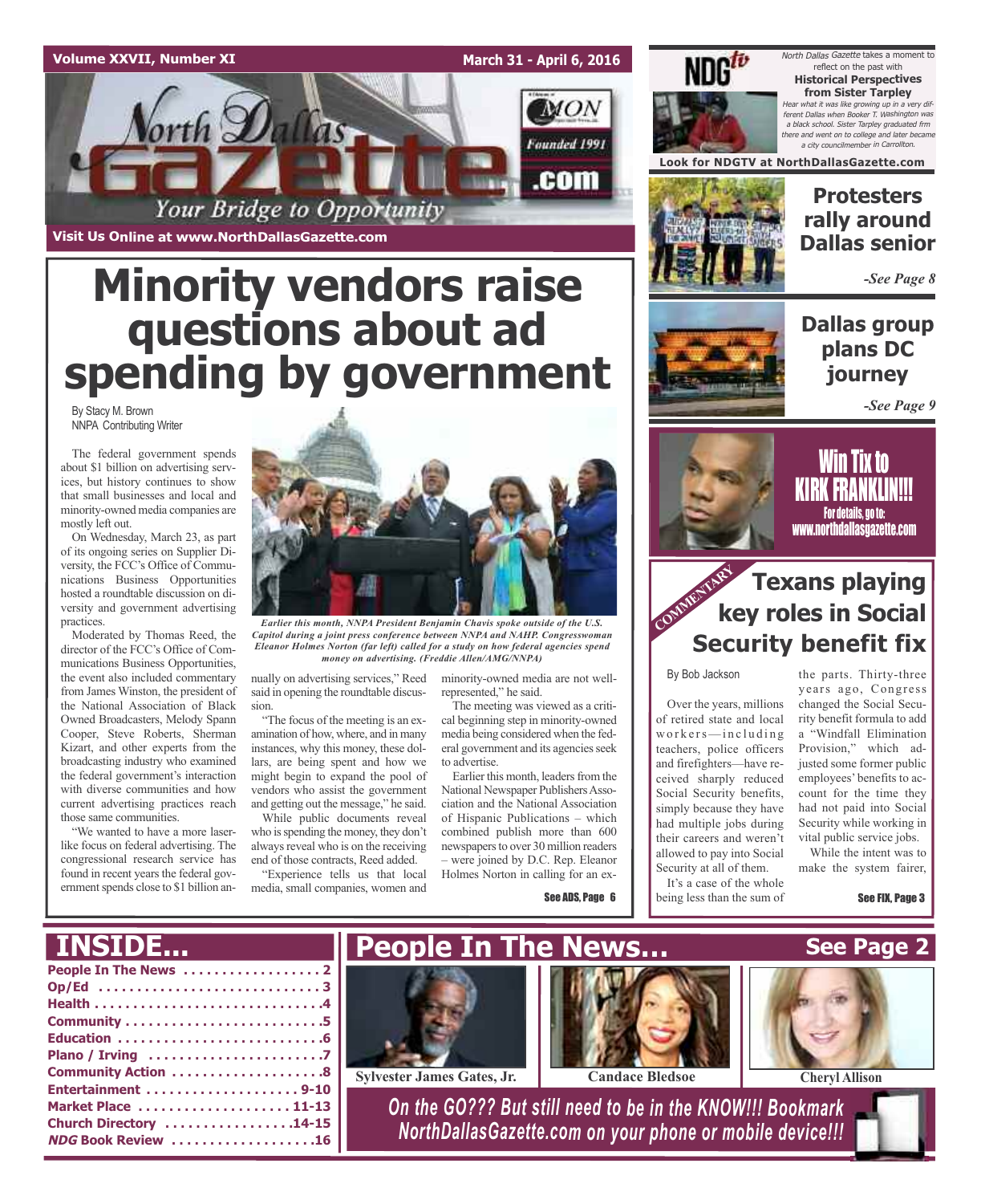Volume XXVII, Number XI — March 31 - April 6, 2016

# North Dallas Gazette

Your Bridge to Opportunity

Founded 1991

Visit Us Online at www.NorthDallasGazette.com

# Minority vendors raise questions about ad spending by government

By Stacy M. Brown
NNPA Contributing Writer

The federal government spends about $1 billion on advertising services, but history continues to show that small businesses and local and minority-owned media companies are mostly left out.

On Wednesday, March 23, as part of its ongoing series on Supplier Diversity, the FCC's Office of Communications Business Opportunities hosted a roundtable discussion on diversity and government advertising practices.

Moderated by Thomas Reed, the director of the FCC's Office of Communications Business Opportunities, the event also included commentary from James Winston, the president of the National Association of Black Owned Broadcasters, Melody Spann Cooper, Steve Roberts, Sherman Kizart, and other experts from the broadcasting industry who examined the federal government's interaction with diverse communities and how current advertising practices reach those same communities.

"We wanted to have a more laser-like focus on federal advertising. The congressional research service has found in recent years the federal government spends close to $1 billion annually on advertising services," Reed said in opening the roundtable discussion.

*Earlier this month, NNPA President Benjamin Chavis spoke outside of the U.S. Capitol during a joint press conference between NNPA and NAHP. Congresswoman Eleanor Holmes Norton (far left) called for a study on how federal agencies spend money on advertising. (Freddie Allen/AMG/NNPA)*

"The focus of the meeting is an examination of how, where, and in many instances, why this money, these dollars, are being spent and how we might begin to expand the pool of vendors who assist the government and getting out the message," he said.

While public documents reveal who is spending the money, they don't always reveal who is on the receiving end of those contracts, Reed added.

"Experience tells us that local media, small companies, women and minority-owned media are not well-represented," he said.

The meeting was viewed as a critical beginning step in minority-owned media being considered when the federal government and its agencies seek to advertise.

Earlier this month, leaders from the National Newspaper Publishers Association and the National Association of Hispanic Publications – which combined publish more than 600 newspapers to over 30 million readers – were joined by D.C. Rep. Eleanor Holmes Norton in calling for an ex-

See ADS, Page 6

---

**NDGtv**

*North Dallas Gazette* takes a moment to reflect on the past with **Historical Perspectives from Sister Tarpley**

*Hear what it was like growing up in a very different Dallas when Booker T. Washington was a black school. Sister Tarpley graduated frm there and went on to college and later became a city councilmember in Carrollton.*

**Look for NDGTV at NorthDallasGazette.com**

## Protesters rally around Dallas senior

*-See Page 8*

## Dallas group plans DC journey

*-See Page 9*

**Win Tix to KIRK FRANKLIN!!!**
For details, go to: www.northdallasgazette.com

---

COMMENTARY

## Texans playing key roles in Social Security benefit fix

By Bob Jackson

Over the years, millions of retired state and local workers—including teachers, police officers and firefighters—have received sharply reduced Social Security benefits, simply because they have had multiple jobs during their careers and weren't allowed to pay into Social Security at all of them.

It's a case of the whole being less than the sum of the parts. Thirty-three years ago, Congress changed the Social Security benefit formula to add a "Windfall Elimination Provision," which adjusted some former public employees' benefits to account for the time they had not paid into Social Security while working in vital public service jobs.

While the intent was to make the system fairer,

See FIX, Page 3

---

## INSIDE...

- People In The News .................. 2
- Op/Ed .................. 3
- Health .................. 4
- Community .................. 5
- Education .................. 6
- Plano / Irving .................. 7
- Community Action .................. 8
- Entertainment .................. 9-10
- Market Place .................. 11-13
- Church Directory .................. 14-15
- *NDG* Book Review .................. 16

## People In The News... See Page 2

Sylvester James Gates, Jr. | Candace Bledsoe | Cheryl Allison

*On the GO??? But still need to be in the KNOW!!! Bookmark NorthDallasGazette.com on your phone or mobile device!!!*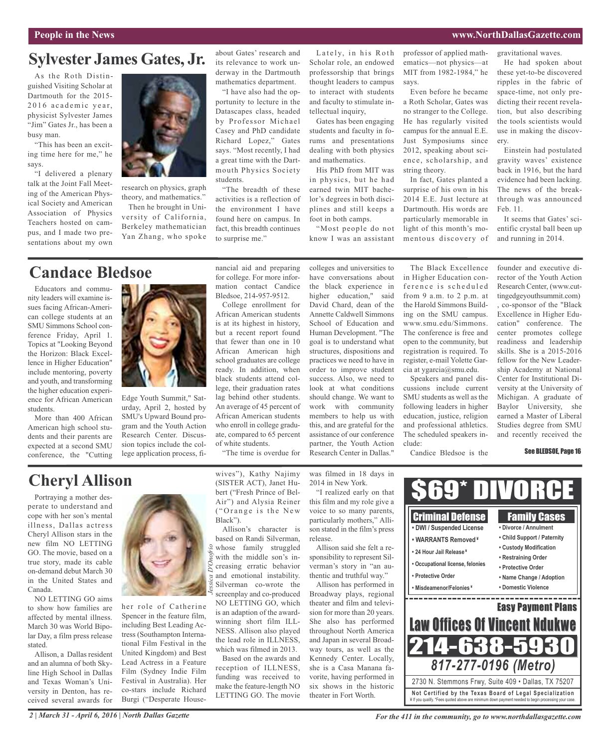People in the News

## Sylvester James Gates, Jr.

As the Roth Distinguished Visiting Scholar at Dartmouth for the 2015-2016 academic year, physicist Sylvester James "Jim" Gates Jr., has been a busy man.

"This has been an exciting time here for me," he says.

"I delivered a plenary talk at the Joint Fall Meeting of the American Physical Society and American Association of Physics Teachers hosted on campus, and I made two presentations about my own research on physics, graph theory, and mathematics."

Then he brought in University of California, Berkeley mathematician Yan Zhang, who spoke about Gates' research and its relevance to work underway in the Dartmouth mathematics department.

"I have also had the opportunity to lecture in the Datascapes class, headed by Professor Michael Casey and PhD candidate Richard Lopez," Gates says. "Most recently, I had a great time with the Dartmouth Physics Society students.

"The breadth of these activities is a reflection of the environment I have found here on campus. In fact, this breadth continues to surprise me."

Lately, in his Roth Scholar role, an endowed professorship that brings thought leaders to campus to interact with students and faculty to stimulate intellectual inquiry,

Gates has been engaging students and faculty in forums and presentations dealing with both physics and mathematics.

His PhD from MIT was in physics, but he had earned twin MIT bachelor's degrees in both disciplines and still keeps a foot in both camps.

"Most people do not know I was an assistant professor of applied mathematics—not physics—at MIT from 1982-1984," he says.

Even before he became a Roth Scholar, Gates was no stranger to the College. He has regularly visited campus for the annual E.E. Just Symposiums since 2012, speaking about science, scholarship, and string theory.

In fact, Gates planted a surprise of his own in his 2014 E.E. Just lecture at Dartmouth. His words are particularly memorable in light of this month's momentous discovery of gravitational waves.

He had spoken about these yet-to-be discovered ripples in the fabric of space-time, not only predicting their recent revelation, but also describing the tools scientists would use in making the discovery.

Einstein had postulated gravity waves' existence back in 1916, but the hard evidence had been lacking. The news of the breakthrough was announced Feb. 11.

It seems that Gates' scientific crystal ball been up and running in 2014.

## Candace Bledsoe

Educators and community leaders will examine issues facing African-American college students at an SMU Simmons School conference Friday, April 1. Topics at "Looking Beyond the Horizon: Black Excellence in Higher Education" include mentoring, poverty and youth, and transforming the higher education experience for African American students.

More than 400 African American high school students and their parents are expected at a second SMU conference, the "Cutting Edge Youth Summit," Saturday, April 2, hosted by SMU's Upward Bound program and the Youth Action Research Center. Discussion topics include the college application process, financial aid and preparing for college. For more information contact Candice Bledsoe, 214-957-9512.

College enrollment for African American students is at its highest in history, but a recent report found that fewer than one in 10 African American high school graduates are college ready. In addition, when black students attend college, their graduation rates lag behind other students. An average of 45 percent of African American students who enroll in college graduate, compared to 65 percent of white students.

"The time is overdue for colleges and universities to have conversations about the black experience in higher education," said David Chard, dean of the Annette Caldwell Simmons School of Education and Human Development. "The goal is to understand what structures, dispositions and practices we need to have in order to improve student success. Also, we need to look at what conditions should change. We want to work with community members to help us with this, and are grateful for the assistance of our conference partner, the Youth Action Research Center in Dallas."

The Black Excellence in Higher Education conference is scheduled from 9 a.m. to 2 p.m. at the Harold Simmons Building on the SMU campus. www.smu.edu/Simmons. The conference is free and open to the community, but registration is required. To register, e-mail Yolette Garcia at ygarcia@smu.edu.

Speakers and panel discussions include current SMU students as well as the following leaders in higher education, justice, religion and professional athletics. The scheduled speakers include:

Candice Bledsoe is the founder and executive director of the Youth Action Research Center, (www.cuttingedgeyouthsummit.com) , co-sponsor of the "Black Excellence in Higher Education" conference. The center promotes college readiness and leadership skills. She is a 2015-2016 fellow for the New Leadership Academy at National Center for Institutional Diversity at the University of Michigan. A graduate of Baylor University, she earned a Master of Liberal Studies degree from SMU and recently received the

See BLEDSOE, Page 16

## Cheryl Allison

Portraying a mother desperate to understand and cope with her son's mental illness, Dallas actress Cheryl Allison stars in the new film NO LETTING GO. The movie, based on a true story, made its cable on-demand debut March 30 in the United States and Canada.

NO LETTING GO aims to show how families are affected by mental illness. March 30 was World Bipolar Day, a film press release stated.

Allison, a Dallas resident and an alumna of both Skyline High School in Dallas and Texas Woman's University in Denton, has received several awards for her role of Catherine Spencer in the feature film, including Best Leading Actress (Southampton International Film Festival in the United Kingdom) and Best Lead Actress in a Feature Film (Sydney Indie Film Festival in Australia). Her co-stars include Richard Burgi ("Desperate Housewives"), Kathy Najimy (SISTER ACT), Janet Hubert ("Fresh Prince of Bel-Air") and Alysia Reiner ("Orange is the New Black").

*Jessica D'Onofrio*

Allison's character is based on Randi Silverman, whose family struggled with the middle son's increasing erratic behavior and emotional instability. Silverman co-wrote the screenplay and co-produced NO LETTING GO, which is an adaption of the award-winning short film ILLNESS. Allison also played the lead role in ILLNESS, which was filmed in 2013.

Based on the awards and reception of ILLNESS, funding was received to make the feature-length NO LETTING GO. The movie was filmed in 18 days in 2014 in New York.

"I realized early on that this film and my role give a voice to so many parents, particularly mothers," Allison stated in the film's press release.

Allison said she felt a responsibility to represent Silverman's story in "an authentic and truthful way."

Allison has performed in Broadway plays, regional theater and film and television for more than 20 years. She also has performed throughout North America and Japan in several Broadway tours, as well as the Kennedy Center. Locally, she is a Casa Manana favorite, having performed in six shows in the historic theater in Fort Worth.

---

**$69\* DIVORCE**

**Criminal Defense**
- DWI / Suspended License
- WARRANTS Removed ¥
- 24 Hour Jail Release ¥
- Occupational license, felonies
- Protective Order
- Misdeamenor/Felonies ¥

**Family Cases**
- Divorce / Annulment
- Child Support / Paternity
- Custody Modification
- Restraining Order
- Protective Order
- Name Change / Adoption
- Domestic Violence

**Easy Payment Plans**

**Law Offices Of Vincent Ndukwe**

**214-638-5930**

**817-277-0196 (Metro)**

2730 N. Stemmons Frwy, Suite 409 • Dallas, TX 75207

**Not Certified by the Texas Board of Legal Specialization**

¥ If you qualify. \*Fees quoted above are minimum down payment needed to begin processing your case.

For the 411 in the community, go to www.northdallasgazette.com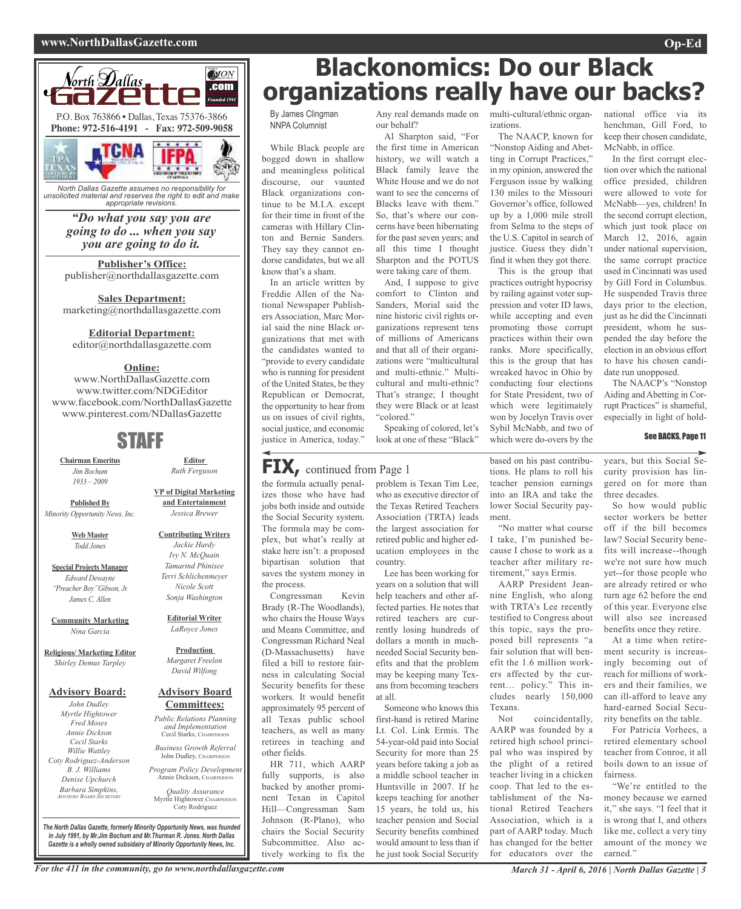**North Dallas Gazette**

P.O. Box 763866 • Dallas, Texas 75376-3866
**Phone: 972-516-4191 - Fax: 972-509-9058**

*North Dallas Gazette assumes no responsibility for unsolicited material and reserves the right to edit and make appropriate revisions.*

***"Do what you say you are going to do ... when you say you are going to do it.***

**Publisher's Office:**
publisher@northdallasgazette.com

**Sales Department:**
marketing@northdallasgazette.com

**Editorial Department:**
editor@northdallasgazette.com

**Online:**
www.NorthDallasGazette.com
www.twitter.com/NDGEditor
www.facebook.com/NorthDallasGazette
www.pinterest.com/NDallasGazette

## STAFF

**Chairman Emeritus**
*Jim Bochum*
*1933 – 2009*

**Published By**
*Minority Opportunity News, Inc.*

**Web Master**
*Todd Jones*

**Special Projects Manager**
*Edward Dewayne "Preacher Boy" Gibson, Jr.*
*James C. Allen*

**Community Marketing**
*Nina Garcia*

**Religious/ Marketing Editor**
*Shirley Demus Tarpley*

**Editor**
*Ruth Ferguson*

**VP of Digital Marketing and Entertainment**
*Jessica Brewer*

**Contributing Writers**
*Jackie Hardy*
*Ivy N. McQuain*
*Tamarind Phinisee*
*Terri Schlichenmeyer*
*Nicole Scott*
*Sonja Washington*

**Editorial Writer**
*LaRoyce Jones*

**Production**
*Margaret Freelon*
*David Wilfong*

**Advisory Board:**
*John Dudley*
*Myrtle Hightower*
*Fred Moses*
*Annie Dickson*
*Cecil Starks*
*Willie Wattley*
*Coty Rodriguez-Anderson*
*B. J. Williams*
*Denise Upchurch*
*Barbara Simpkins, Advisory Board Secretary*

**Advisory Board Committees:**
*Public Relations Planning and Implementation*
Cecil Starks, Chairperson

*Business Growth Referral*
John Dudley, Chairperson

*Program Policy Development*
Annie Dickson, Chairperson

*Quality Assurance*
Myrtle Hightower, Chairperson
Coty Rodriguez

***The North Dallas Gazette, formerly Minority Opportunity News, was founded in July 1991, by Mr.Jim Bochum and Mr.Thurman R. Jones. North Dallas Gazette is a wholly owned subsidairy of Minority Opportunity News, Inc.***

# Blackonomics: Do our Black organizations really have our backs?

By James Clingman
NNPA Columnist

While Black people are bogged down in shallow and meaningless political discourse, our vaunted Black organizations continue to be M.I.A. except for their time in front of the cameras with Hillary Clinton and Bernie Sanders. They say they cannot endorse candidates, but we all know that's a sham.

In an article written by Freddie Allen of the National Newspaper Publishers Association, Marc Morial said the nine Black organizations that met with the candidates wanted to "provide to every candidate who is running for president of the United States, be they Republican or Democrat, the opportunity to hear from us on issues of civil rights, social justice, and economic justice in America, today." Any real demands made on our behalf?

Al Sharpton said, "For the first time in American history, we will watch a Black family leave the White House and we do not want to see the concerns of Blacks leave with them." So, that's where our concerns have been hibernating for the past seven years; and all this time I thought Sharpton and the POTUS were taking care of them.

And, I suppose to give comfort to Clinton and Sanders, Morial said the nine historic civil rights organizations represent tens of millions of Americans and that all of their organizations were "multicultural and multi-ethnic." Multicultural and multi-ethnic? That's strange; I thought they were Black or at least "colored."

Speaking of colored, let's look at one of these "Black" multi-cultural/ethnic organizations.

The NAACP, known for "Nonstop Aiding and Abetting in Corrupt Practices," in my opinion, answered the Ferguson issue by walking 130 miles to the Missouri Governor's office, followed up by a 1,000 mile stroll from Selma to the steps of the U.S. Capitol in search of justice. Guess they didn't find it when they got there.

This is the group that practices outright hypocrisy by railing against voter suppression and voter ID laws, while accepting and even promoting those corrupt practices within their own ranks. More specifically, this is the group that has wreaked havoc in Ohio by conducting four elections for State President, two of which were legitimately won by Jocelyn Travis over Sybil McNabb, and two of which were do-overs by the national office via its henchman, Gill Ford, to keep their chosen candidate, McNabb, in office.

In the first corrupt election over which the national office presided, children were allowed to vote for McNabb—yes, children! In the second corrupt election, which just took place on March 12, 2016, again under national supervision, the same corrupt practice used in Cincinnati was used by Gill Ford in Columbus. He suspended Travis three days prior to the election, just as he did the Cincinnati president, whom he suspended the day before the election in an obvious effort to have his chosen candidate run unopposed.

The NAACP's "Nonstop Aiding and Abetting in Corrupt Practices" is shameful, especially in light of hold-

See BACKS, Page 11

# FIX, continued from Page 1

the formula actually penalizes those who have had jobs both inside and outside the Social Security system. The formula may be complex, but what's really at stake here isn't: a proposed bipartisan solution that saves the system money in the process.

Congressman Kevin Brady (R-The Woodlands), who chairs the House Ways and Means Committee, and Congressman Richard Neal (D-Massachusetts) have filed a bill to restore fairness in calculating Social Security benefits for these workers. It would benefit approximately 95 percent of all Texas public school teachers, as well as many retirees in teaching and other fields.

HR 711, which AARP fully supports, is also backed by another prominent Texan in Capitol Hill—Congressman Sam Johnson (R-Plano), who chairs the Social Security Subcommittee. Also actively working to fix the problem is Texan Tim Lee, who as executive director of the Texas Retired Teachers Association (TRTA) leads the largest association for retired public and higher education employees in the country.

Lee has been working for years on a solution that will help teachers and other affected parties. He notes that retired teachers are currently losing hundreds of dollars a month in much-needed Social Security benefits and that the problem may be keeping many Texans from becoming teachers at all.

Someone who knows this first-hand is retired Marine Lt. Col. Link Ermis. The 54-year-old paid into Social Security for more than 25 years before taking a job as a middle school teacher in Huntsville in 2007. If he keeps teaching for another 15 years, he told us, his teacher pension and Social Security benefits combined would amount to less than if he just took Social Security based on his past contributions. He plans to roll his teacher pension earnings into an IRA and take the lower Social Security payment.

"No matter what course I take, I'm punished because I chose to work as a teacher after military retirement," says Ermis.

AARP President Jeannine English, who along with TRTA's Lee recently testified to Congress about this topic, says the proposed bill represents "a fair solution that will benefit the 1.6 million workers affected by the current… policy." This includes nearly 150,000 Texans.

Not coincidentally, AARP was founded by a retired high school principal who was inspired by the plight of a retired teacher living in a chicken coop. That led to the establishment of the National Retired Teachers Association, which is a part of AARP today. Much has changed for the better for educators over the years, but this Social Security provision has lingered on for more than three decades.

So how would public sector workers be better off if the bill becomes law? Social Security benefits will increase--though we're not sure how much yet--for those people who are already retired or who turn age 62 before the end of this year. Everyone else will also see increased benefits once they retire.

At a time when retirement security is increasingly becoming out of reach for millions of workers and their families, we can ill-afford to leave any hard-earned Social Security benefits on the table.

For Patricia Vorhees, a retired elementary school teacher from Conroe, it all boils down to an issue of fairness.

"We're entitled to the money because we earned it," she says. "I feel that it is wrong that I, and others like me, collect a very tiny amount of the money we earned."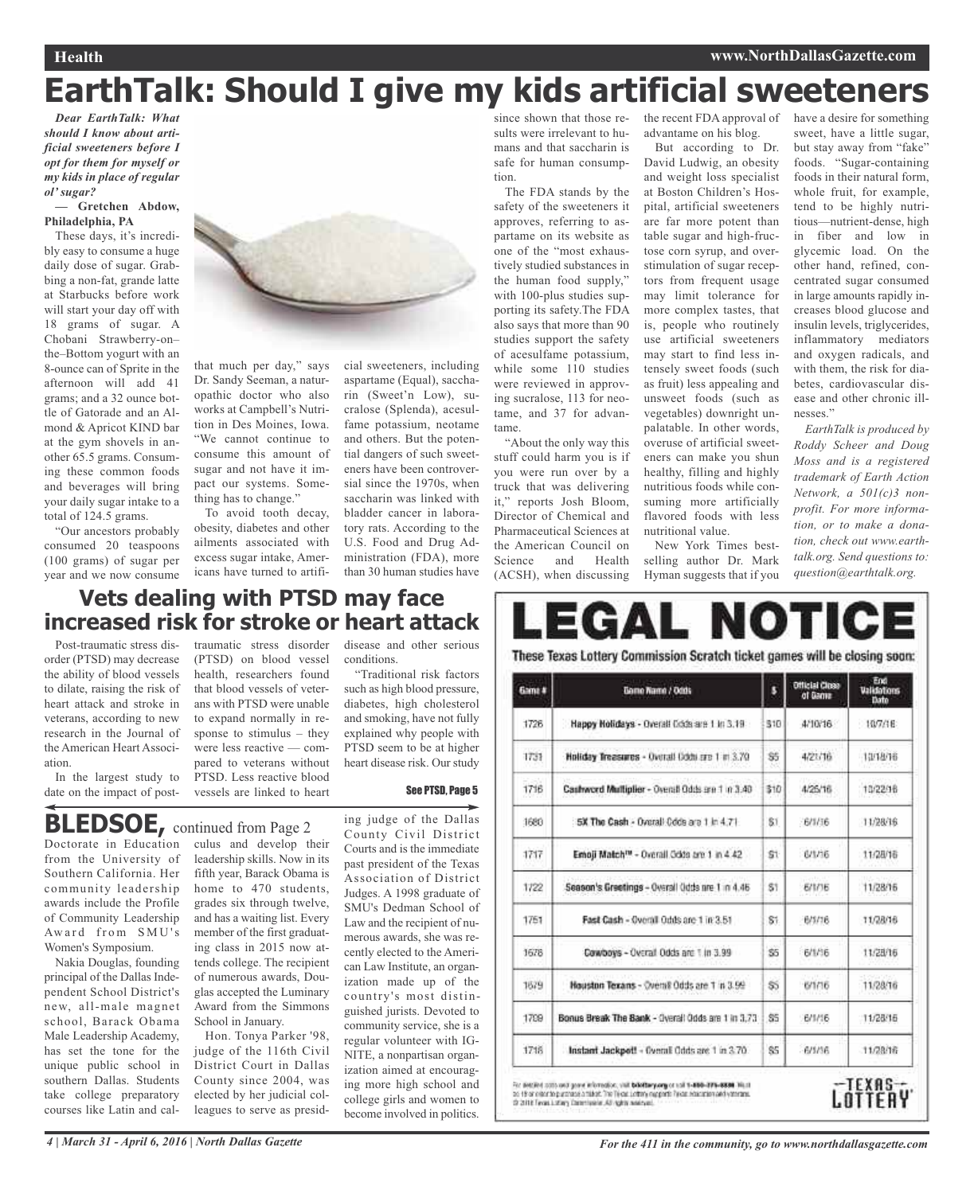# EarthTalk: Should I give my kids artificial sweeteners

***Dear EarthTalk: What should I know about artificial sweeteners before I opt for them for myself or my kids in place of regular ol' sugar?***

**— Gretchen Abdow, Philadelphia, PA**

These days, it's incredibly easy to consume a huge daily dose of sugar. Grabbing a non-fat, grande latte at Starbucks before work will start your day off with 18 grams of sugar. A Chobani Strawberry-on–the–Bottom yogurt with an 8-ounce can of Sprite in the afternoon will add 41 grams; and a 32 ounce bottle of Gatorade and an Almond & Apricot KIND bar at the gym shovels in another 65.5 grams. Consuming these common foods and beverages will bring your daily sugar intake to a total of 124.5 grams.

"Our ancestors probably consumed 20 teaspoons (100 grams) of sugar per year and we now consume that much per day," says Dr. Sandy Seeman, a naturopathic doctor who also works at Campbell's Nutrition in Des Moines, Iowa. "We cannot continue to consume this amount of sugar and not have it impact our systems. Something has to change."

To avoid tooth decay, obesity, diabetes and other ailments associated with excess sugar intake, Americans have turned to artificial sweeteners, including aspartame (Equal), saccharin (Sweet'n Low), sucralose (Splenda), acesulfame potassium, neotame and others. But the potential dangers of such sweeteners have been controversial since the 1970s, when saccharin was linked with bladder cancer in laboratory rats. According to the U.S. Food and Drug Administration (FDA), more than 30 human studies have since shown that those results were irrelevant to humans and that saccharin is safe for human consumption.

The FDA stands by the safety of the sweeteners it approves, referring to aspartame on its website as one of the "most exhaustively studied substances in the human food supply," with 100-plus studies supporting its safety.The FDA also says that more than 90 studies support the safety of acesulfame potassium, while some 110 studies were reviewed in approving sucralose, 113 for neotame, and 37 for advantame.

"About the only way this stuff could harm you is if you were run over by a truck that was delivering it," reports Josh Bloom, Director of Chemical and Pharmaceutical Sciences at the American Council on Science and Health (ACSH), when discussing the recent FDA approval of advantame on his blog.

But according to Dr. David Ludwig, an obesity and weight loss specialist at Boston Children's Hospital, artificial sweeteners are far more potent than table sugar and high-fructose corn syrup, and overstimulation of sugar receptors from frequent usage may limit tolerance for more complex tastes, that is, people who routinely use artificial sweeteners may start to find less intensely sweet foods (such as fruit) less appealing and unsweet foods (such as vegetables) downright unpalatable. In other words, overuse of artificial sweeteners can make you shun healthy, filling and highly nutritious foods while consuming more artificially flavored foods with less nutritional value.

New York Times bestselling author Dr. Mark Hyman suggests that if you have a desire for something sweet, have a little sugar, but stay away from "fake" foods. "Sugar-containing foods in their natural form, whole fruit, for example, tend to be highly nutritious—nutrient-dense, high in fiber and low in glycemic load. On the other hand, refined, concentrated sugar consumed in large amounts rapidly increases blood glucose and insulin levels, triglycerides, inflammatory mediators and oxygen radicals, and with them, the risk for diabetes, cardiovascular disease and other chronic illnesses."

*EarthTalk is produced by Roddy Scheer and Doug Moss and is a registered trademark of Earth Action Network, a 501(c)3 nonprofit. For more information, or to make a donation, check out www.earthtalk.org. Send questions to: question@earthtalk.org.*

## Vets dealing with PTSD may face increased risk for stroke or heart attack

Post-traumatic stress disorder (PTSD) may decrease the ability of blood vessels to dilate, raising the risk of heart attack and stroke in veterans, according to new research in the Journal of the American Heart Association.

In the largest study to date on the impact of post-traumatic stress disorder (PTSD) on blood vessel health, researchers found that blood vessels of veterans with PTSD were unable to expand normally in response to stimulus – they were less reactive — compared to veterans without PTSD. Less reactive blood vessels are linked to heart disease and other serious conditions.

"Traditional risk factors such as high blood pressure, diabetes, high cholesterol and smoking, have not fully explained why people with PTSD seem to be at higher heart disease risk. Our study

**See PTSD, Page 5**

## BLEDSOE, continued from Page 2

Doctorate in Education from the University of Southern California. Her community leadership awards include the Profile of Community Leadership Award from SMU's Women's Symposium.

Nakia Douglas, founding principal of the Dallas Independent School District's new, all-male magnet school, Barack Obama Male Leadership Academy, has set the tone for the unique public school in southern Dallas. Students take college preparatory courses like Latin and calculus and develop their leadership skills. Now in its fifth year, Barack Obama is home to 470 students, grades six through twelve, and has a waiting list. Every member of the first graduating class in 2015 now attends college. The recipient of numerous awards, Douglas accepted the Luminary Award from the Simmons School in January.

Hon. Tonya Parker '98, judge of the 116th Civil District Court in Dallas County since 2004, was elected by her judicial colleagues to serve as presiding judge of the Dallas County Civil District Courts and is the immediate past president of the Texas Association of District Judges. A 1998 graduate of SMU's Dedman School of Law and the recipient of numerous awards, she was recently elected to the American Law Institute, an organization made up of the country's most distinguished jurists. Devoted to community service, she is a regular volunteer with IGNITE, a nonpartisan organization aimed at encouraging more high school and college girls and women to become involved in politics.

# LEGAL NOTICE

**These Texas Lottery Commission Scratch ticket games will be closing soon:**

| Game # | Game Name / Odds | $ | Official Close of Game | End Validations Date |
|---|---|---|---|---|
| 1726 | **Happy Holidays** - Overall Odds are 1 in 3.19 | $10 | 4/10/16 | 10/7/16 |
| 1731 | **Holiday Treasures** - Overall Odds are 1 in 3.70 | $5 | 4/21/16 | 10/18/16 |
| 1716 | **Cashword Multiplier** - Overall Odds are 1 in 3.40 | $10 | 4/25/16 | 10/22/16 |
| 1680 | **5X The Cash** - Overall Odds are 1 in 4.71 | $1 | 6/1/16 | 11/28/16 |
| 1717 | **Emoji Match™** - Overall Odds are 1 in 4.42 | $1 | 6/1/16 | 11/28/16 |
| 1722 | **Season's Greetings** - Overall Odds are 1 in 4.46 | $1 | 6/1/16 | 11/28/16 |
| 1751 | **Fast Cash** - Overall Odds are 1 in 3.51 | $1 | 6/1/16 | 11/28/16 |
| 1678 | **Cowboys** - Overall Odds are 1 in 3.99 | $5 | 6/1/16 | 11/28/16 |
| 1679 | **Houston Texans** - Overall Odds are 1 in 3.99 | $5 | 6/1/16 | 11/28/16 |
| 1709 | **Bonus Break The Bank** - Overall Odds are 1 in 3.73 | $5 | 6/1/16 | 11/28/16 |
| 1718 | **Instant Jackpot!** - Overall Odds are 1 in 3.70 | $5 | 6/1/16 | 11/28/16 |

For detailed odds and game information, visit txlottery.org or call 1-800-375-6886. Must be 18 or older to purchase a ticket. The Texas Lottery supports Texas education and veterans. © 2016 Texas Lottery Commission. All rights reserved.

TEXAS LOTTERY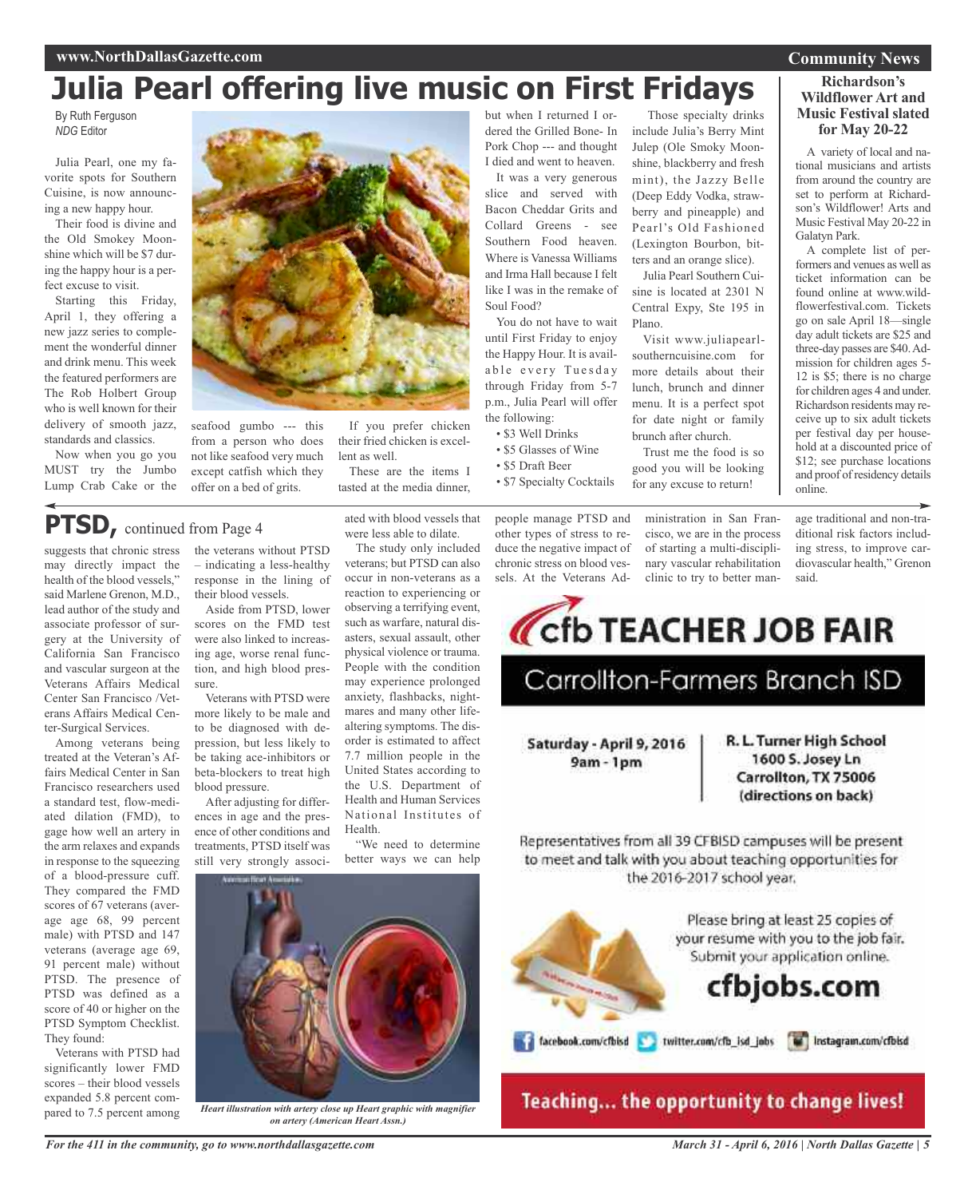# Julia Pearl offering live music on First Fridays

By Ruth Ferguson
*NDG* Editor

Julia Pearl, one my favorite spots for Southern Cuisine, is now announcing a new happy hour.

Their food is divine and the Old Smokey Moonshine which will be $7 during the happy hour is a perfect excuse to visit.

Starting this Friday, April 1, they offering a new jazz series to complement the wonderful dinner and drink menu. This week the featured performers are The Rob Holbert Group who is well known for their delivery of smooth jazz, standards and classics.

Now when you go you MUST try the Jumbo Lump Crab Cake or the seafood gumbo --- this from a person who does not like seafood very much except catfish which they offer on a bed of grits.

If you prefer chicken their fried chicken is excellent as well.

These are the items I tasted at the media dinner, but when I returned I ordered the Grilled Bone- In Pork Chop --- and thought I died and went to heaven.

It was a very generous slice and served with Bacon Cheddar Grits and Collard Greens - see Southern Food heaven. Where is Vanessa Williams and Irma Hall because I felt like I was in the remake of Soul Food?

You do not have to wait until First Friday to enjoy the Happy Hour. It is available every Tuesday through Friday from 5-7 p.m., Julia Pearl will offer the following:

- $3 Well Drinks
- $5 Glasses of Wine
- $5 Draft Beer
- $7 Specialty Cocktails

Those specialty drinks include Julia's Berry Mint Julep (Ole Smoky Moonshine, blackberry and fresh mint), the Jazzy Belle (Deep Eddy Vodka, strawberry and pineapple) and Pearl's Old Fashioned (Lexington Bourbon, bitters and an orange slice).

Julia Pearl Southern Cuisine is located at 2301 N Central Expy, Ste 195 in Plano.

Visit www.juliapearlsoutherncuisine.com for more details about their lunch, brunch and dinner menu. It is a perfect spot for date night or family brunch after church.

Trust me the food is so good you will be looking for any excuse to return!

## Richardson's Wildflower Art and Music Festival slated for May 20-22

A variety of local and national musicians and artists from around the country are set to perform at Richardson's Wildflower! Arts and Music Festival May 20-22 in Galatyn Park.

A complete list of performers and venues as well as ticket information can be found online at www.wildflowerfestival.com. Tickets go on sale April 18—single day adult tickets are $25 and three-day passes are $40. Admission for children ages 5-12 is $5; there is no charge for children ages 4 and under. Richardson residents may receive up to six adult tickets per festival day per household at a discounted price of $12; see purchase locations and proof of residency details online.

## PTSD, continued from Page 4

suggests that chronic stress may directly impact the health of the blood vessels," said Marlene Grenon, M.D., lead author of the study and associate professor of surgery at the University of California San Francisco and vascular surgeon at the Veterans Affairs Medical Center San Francisco /Veterans Affairs Medical Center-Surgical Services.

Among veterans being treated at the Veteran's Affairs Medical Center in San Francisco researchers used a standard test, flow-mediated dilation (FMD), to gage how well an artery in the arm relaxes and expands in response to the squeezing of a blood-pressure cuff. They compared the FMD scores of 67 veterans (average age 68, 99 percent male) with PTSD and 147 veterans (average age 69, 91 percent male) without PTSD. The presence of PTSD was defined as a score of 40 or higher on the PTSD Symptom Checklist. They found:

Veterans with PTSD had significantly lower FMD scores – their blood vessels expanded 5.8 percent compared to 7.5 percent among the veterans without PTSD – indicating a less-healthy response in the lining of their blood vessels.

Aside from PTSD, lower scores on the FMD test were also linked to increasing age, worse renal function, and high blood pressure.

Veterans with PTSD were more likely to be male and to be diagnosed with depression, but less likely to be taking ace-inhibitors or beta-blockers to treat high blood pressure.

After adjusting for differences in age and the presence of other conditions and treatments, PTSD itself was still very strongly associated with blood vessels that were less able to dilate.

The study only included veterans; but PTSD can also occur in non-veterans as a reaction to experiencing or observing a terrifying event, such as warfare, natural disasters, sexual assault, other physical violence or trauma. People with the condition may experience prolonged anxiety, flashbacks, nightmares and many other life-altering symptoms. The disorder is estimated to affect 7.7 million people in the United States according to the U.S. Department of Health and Human Services National Institutes of Health.

"We need to determine better ways we can help people manage PTSD and other types of stress to reduce the negative impact of chronic stress on blood vessels. At the Veterans Administration in San Francisco, we are in the process of starting a multi-disciplinary vascular rehabilitation clinic to try to better manage traditional and non-traditional risk factors including stress, to improve cardiovascular health," Grenon said.

*Heart illustration with artery close up Heart graphic with magnifier on artery (American Heart Assn.)*

**cfb TEACHER JOB FAIR**

Carrollton-Farmers Branch ISD

**Saturday - April 9, 2016**
**9am - 1pm**

**R. L. Turner High School**
**1600 S. Josey Ln**
**Carrollton, TX 75006**
**(directions on back)**

Representatives from all 39 CFBISD campuses will be present to meet and talk with you about teaching opportunities for the 2016-2017 school year.

Please bring at least 25 copies of your resume with you to the job fair. Submit your application online.

**cfbjobs.com**

facebook.com/cfbisd   twitter.com/cfb_isd_jobs   instagram.com/cfbisd

**Teaching... the opportunity to change lives!**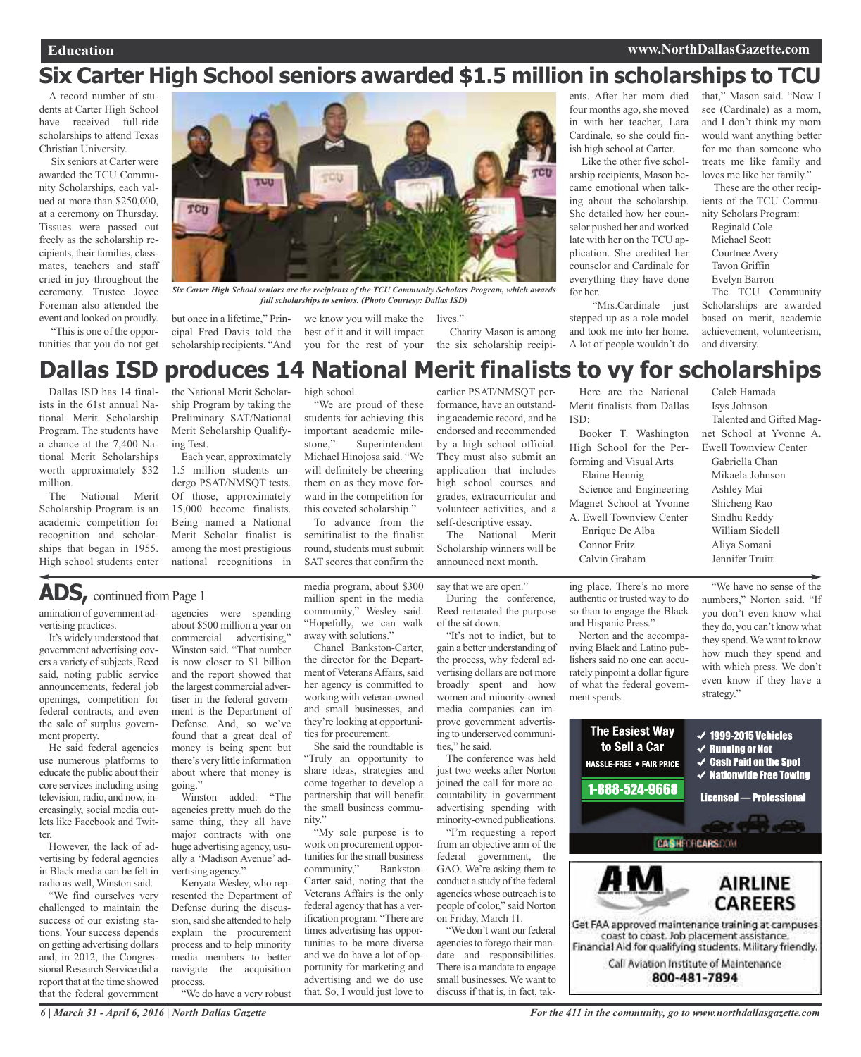# Six Carter High School seniors awarded $1.5 million in scholarships to TCU

A record number of students at Carter High School have received full-ride scholarships to attend Texas Christian University.

Six seniors at Carter were awarded the TCU Community Scholarships, each valued at more than $250,000, at a ceremony on Thursday. Tissues were passed out freely as the scholarship recipients, their families, classmates, teachers and staff cried in joy throughout the ceremony. Trustee Joyce Foreman also attended the event and looked on proudly.

"This is one of the opportunities that you do not get but once in a lifetime," Principal Fred Davis told the scholarship recipients. "And we know you will make the best of it and it will impact you for the rest of your lives."

*Six Carter High School seniors are the recipients of the TCU Community Scholars Program, which awards full scholarships to seniors. (Photo Courtesy: Dallas ISD)*

Charity Mason is among the six scholarship recipients. After her mom died four months ago, she moved in with her teacher, Lara Cardinale, so she could finish high school at Carter.

Like the other five scholarship recipients, Mason became emotional when talking about the scholarship. She detailed how her counselor pushed her and worked late with her on the TCU application. She credited her counselor and Cardinale for everything they have done for her.

"Mrs.Cardinale just stepped up as a role model and took me into her home. A lot of people wouldn't do that," Mason said. "Now I see (Cardinale) as a mom, and I don't think my mom would want anything better for me than someone who treats me like family and loves me like her family."

These are the other recipients of the TCU Community Scholars Program:

Reginald Cole
Michael Scott
Courtnee Avery
Tavon Griffin
Evelyn Barron

The TCU Community Scholarships are awarded based on merit, academic achievement, volunteerism, and diversity.

# Dallas ISD produces 14 National Merit finalists to vy for scholarships

Dallas ISD has 14 finalists in the 61st annual National Merit Scholarship Program. The students have a chance at the 7,400 National Merit Scholarships worth approximately $32 million.

The National Merit Scholarship Program is an academic competition for recognition and scholarships that began in 1955. High school students enter the National Merit Scholarship Program by taking the Preliminary SAT/National Merit Scholarship Qualifying Test.

Each year, approximately 1.5 million students undergo PSAT/NMSQT tests. Of those, approximately 15,000 become finalists. Being named a National Merit Scholar finalist is among the most prestigious national recognitions in high school.

"We are proud of these students for achieving this important academic milestone," Superintendent Michael Hinojosa said. "We will definitely be cheering them on as they move forward in the competition for this coveted scholarship."

To advance from the semifinalist to the finalist round, students must submit SAT scores that confirm the earlier PSAT/NMSQT performance, have an outstanding academic record, and be endorsed and recommended by a high school official. They must also submit an application that includes high school courses and grades, extracurricular and volunteer activities, and a self-descriptive essay.

The National Merit Scholarship winners will be announced next month.

Here are the National Merit finalists from Dallas ISD:

Booker T. Washington High School for the Performing and Visual Arts
Elaine Hennig

Science and Engineering Magnet School at Yvonne A. Ewell Townview Center
Enrique De Alba
Connor Fritz
Calvin Graham
Caleb Hamada
Isys Johnson

Talented and Gifted Magnet School at Yvonne A. Ewell Townview Center
Gabriella Chan
Mikaela Johnson
Ashley Mai
Shicheng Rao
Sindhu Reddy
William Siedell
Aliya Somani
Jennifer Truitt

## ADS, continued from Page 1

amination of government advertising practices.

It's widely understood that government advertising covers a variety of subjects, Reed said, noting public service announcements, federal job openings, competition for federal contracts, and even the sale of surplus government property.

He said federal agencies use numerous platforms to educate the public about their core services including using television, radio, and now, increasingly, social media outlets like Facebook and Twitter.

However, the lack of advertising by federal agencies in Black media can be felt in radio as well, Winston said.

"We find ourselves very challenged to maintain the success of our existing stations. Your success depends on getting advertising dollars and, in 2012, the Congressional Research Service did a report that at the time showed that the federal government agencies were spending about $500 million a year on commercial advertising," Winston said. "That number is now closer to $1 billion and the report showed that the largest commercial advertiser in the federal government is the Department of Defense. And, so we've found that a great deal of money is being spent but there's very little information about where that money is going."

Winston added: "The agencies pretty much do the same thing, they all have major contracts with one huge advertising agency, usually a 'Madison Avenue' advertising agency."

Kenyata Wesley, who represented the Department of Defense during the discussion, said she attended to help explain the procurement process and to help minority media members to better navigate the acquisition process.

"We do have a very robust media program, about $300 million spent in the media community," Wesley said. "Hopefully, we can walk away with solutions."

Chanel Bankston-Carter, the director for the Department of Veterans Affairs, said her agency is committed to working with veteran-owned and small businesses, and they're looking at opportunities for procurement.

She said the roundtable is "Truly an opportunity to share ideas, strategies and come together to develop a partnership that will benefit the small business community."

"My sole purpose is to work on procurement opportunities for the small business community," Bankston-Carter said, noting that the Veterans Affairs is the only federal agency that has a verification program. "There are times advertising has opportunities to be more diverse and we do have a lot of opportunity for marketing and advertising and we do use that. So, I would just love to say that we are open."

During the conference, Reed reiterated the purpose of the sit down.

"It's not to indict, but to gain a better understanding of the process, why federal advertising dollars are not more broadly spent and how women and minority-owned media companies can improve government advertising to underserved communities," he said.

The conference was held just two weeks after Norton joined the call for more accountability in government advertising spending with minority-owned publications.

"I'm requesting a report from an objective arm of the federal government, the GAO. We're asking them to conduct a study of the federal agencies whose outreach is to people of color," said Norton on Friday, March 11.

"We don't want our federal agencies to forego their mandate and responsibilities. There is a mandate to engage small businesses. We want to discuss if that is, in fact, taking place. There's no more authentic or trusted way to do so than to engage the Black and Hispanic Press."

Norton and the accompanying Black and Latino publishers said no one can accurately pinpoint a dollar figure of what the federal government spends.

"We have no sense of the numbers," Norton said. "If you don't even know what they do, you can't know what they spend. We want to know how much they spend and with which press. We don't even know if they have a strategy."

**The Easiest Way to Sell a Car**
HASSLE-FREE • FAIR PRICE
1-888-524-9668
✓ 1999-2015 Vehicles
✓ Running or Not
✓ Cash Paid on the Spot
✓ Nationwide Free Towing
Licensed — Professional
CASHFORCARS.COM

**AM AIRLINE CAREERS**
Get FAA approved maintenance training at campuses coast to coast. Job placement assistance. Financial Aid for qualifying students. Military friendly.
Call Aviation Institute of Maintenance
800-481-7894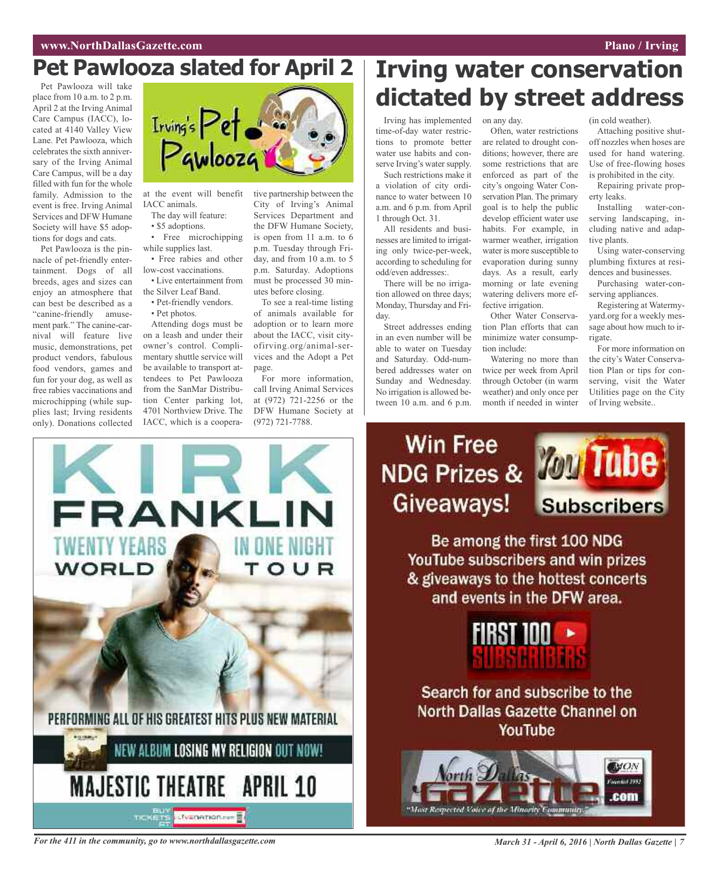# Pet Pawlooza slated for April 2

Pet Pawlooza will take place from 10 a.m. to 2 p.m. April 2 at the Irving Animal Care Campus (IACC), located at 4140 Valley View Lane. Pet Pawlooza, which celebrates the sixth anniversary of the Irving Animal Care Campus, will be a day filled with fun for the whole family. Admission to the event is free. Irving Animal Services and DFW Humane Society will have $5 adoptions for dogs and cats.

Pet Pawlooza is the pinnacle of pet-friendly entertainment. Dogs of all breeds, ages and sizes can enjoy an atmosphere that can best be described as a "canine-friendly amusement park." The canine-carnival will feature live music, demonstrations, pet product vendors, fabulous food vendors, games and fun for your dog, as well as free rabies vaccinations and microchipping (while supplies last; Irving residents only). Donations collected at the event will benefit IACC animals.

The day will feature:

- $5 adoptions.
- Free microchipping while supplies last.
- Free rabies and other low-cost vaccinations.
- Live entertainment from the Silver Leaf Band.
- Pet-friendly vendors.
- Pet photos.

Attending dogs must be on a leash and under their owner's control. Complimentary shuttle service will be available to transport attendees to Pet Pawlooza from the SanMar Distribution Center parking lot, 4701 Northview Drive. The IACC, which is a cooperative partnership between the City of Irving's Animal Services Department and the DFW Humane Society, is open from 11 a.m. to 6 p.m. Tuesday through Friday, and from 10 a.m. to 5 p.m. Saturday. Adoptions must be processed 30 minutes before closing.

To see a real-time listing of animals available for adoption or to learn more about the IACC, visit cityofirving.org/animal-services and the Adopt a Pet page.

For more information, call Irving Animal Services at (972) 721-2256 or the DFW Humane Society at (972) 721-7788.

# Irving water conservation dictated by street address

Irving has implemented time-of-day water restrictions to promote better water use habits and conserve Irving's water supply.

Such restrictions make it a violation of city ordinance to water between 10 a.m. and 6 p.m. from April 1 through Oct. 31.

All residents and businesses are limited to irrigating only twice-per-week, according to scheduling for odd/even addresses:.

There will be no irrigation allowed on three days; Monday, Thursday and Friday.

Street addresses ending in an even number will be able to water on Tuesday and Saturday. Odd-numbered addresses water on Sunday and Wednesday. No irrigation is allowed between 10 a.m. and 6 p.m. on any day.

Often, water restrictions are related to drought conditions; however, there are some restrictions that are enforced as part of the city's ongoing Water Conservation Plan. The primary goal is to help the public develop efficient water use habits. For example, in warmer weather, irrigation water is more susceptible to evaporation during sunny days. As a result, early morning or late evening watering delivers more effective irrigation.

Other Water Conservation Plan efforts that can minimize water consumption include:

Watering no more than twice per week from April through October (in warm weather) and only once per month if needed in winter (in cold weather).

Attaching positive shut-off nozzles when hoses are used for hand watering. Use of free-flowing hoses is prohibited in the city.

Repairing private property leaks.

Installing water-conserving landscaping, including native and adaptive plants.

Using water-conserving plumbing fixtures at residences and businesses.

Purchasing water-conserving appliances.

Registering at Watermyyard.org for a weekly message about how much to irrigate.

For more information on the city's Water Conservation Plan or tips for conserving, visit the Water Utilities page on the City of Irving website..

KIRK FRANKLIN
TWENTY YEARS IN ONE NIGHT
WORLD TOUR
PERFORMING ALL OF HIS GREATEST HITS PLUS NEW MATERIAL
NEW ALBUM LOSING MY RELIGION OUT NOW!
MAJESTIC THEATRE APRIL 10
BUY TICKETS AT LIVENATION.COM

Win Free NDG Prizes & Giveaways! YouTube Subscribers

Be among the first 100 NDG YouTube subscribers and win prizes & giveaways to the hottest concerts and events in the DFW area.

FIRST 100 SUBSCRIBERS

Search for and subscribe to the North Dallas Gazette Channel on YouTube

North Dallas Gazette .com
"Most Respected Voice of the Minority Community."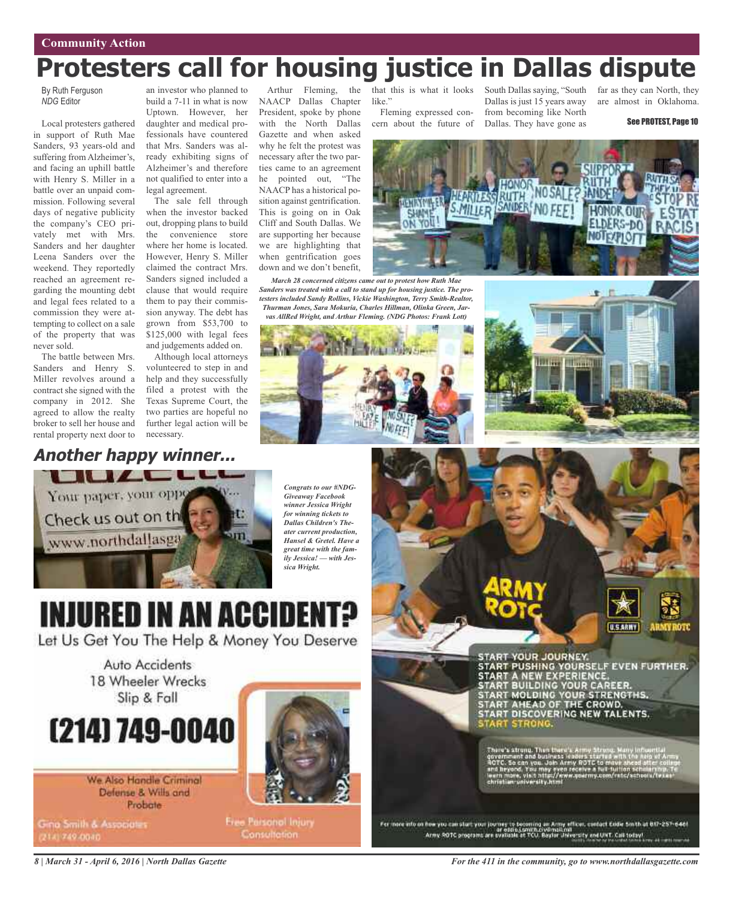Community Action

# Protesters call for housing justice in Dallas dispute

By Ruth Ferguson
*NDG* Editor

Local protesters gathered in support of Ruth Mae Sanders, 93 years-old and suffering from Alzheimer's, and facing an uphill battle with Henry S. Miller in a battle over an unpaid commission. Following several days of negative publicity the company's CEO privately met with Mrs. Sanders and her daughter Leena Sanders over the weekend. They reportedly reached an agreement regarding the mounting debt and legal fees related to a commission they were attempting to collect on a sale of the property that was never sold.

The battle between Mrs. Sanders and Henry S. Miller revolves around a contract she signed with the company in 2012. She agreed to allow the realty broker to sell her house and rental property next door to an investor who planned to build a 7-11 in what is now Uptown. However, her daughter and medical professionals have countered that Mrs. Sanders was already exhibiting signs of Alzheimer's and therefore not qualified to enter into a legal agreement.

The sale fell through when the investor backed out, dropping plans to build the convenience store where her home is located. However, Henry S. Miller claimed the contract Mrs. Sanders signed included a clause that would require them to pay their commission anyway. The debt has grown from $53,700 to $125,000 with legal fees and judgements added on.

Although local attorneys volunteered to step in and help and they successfully filed a protest with the Texas Supreme Court, the two parties are hopeful no further legal action will be necessary.

Arthur Fleming, the NAACP Dallas Chapter President, spoke by phone with the North Dallas Gazette and when asked why he felt the protest was necessary after the two parties came to an agreement he pointed out, "The NAACP has a historical position against gentrification. This is going on in Oak Cliff and South Dallas. We are supporting her because we are highlighting that when gentrification goes down and we don't benefit, that this is what it looks like."

Fleming expressed concern about the future of South Dallas saying, "South Dallas is just 15 years away from becoming like North Dallas. They have gone as far as they can North, they are almost in Oklahoma.

**See PROTEST, Page 10**

***March 28 concerned citizens came out to protest how Ruth Mae Sanders was treated with a call to stand up for housing justice. The protesters included Sandy Rollins, Vickie Washington, Terry Smith-Realtor, Thurman Jones, Sara Mokuria, Charles Hillman, Olinka Green, Jarvas AllRed Wright, and Arthur Fleming. (NDG Photos: Frank Lott)***

## *Another happy winner...*

***Congrats to our #NDG-Giveaway Facebook winner Jessica Wright for winning tickets to Dallas Children's Theater current production, Hansel & Gretel. Have a great time with the family Jessica! — with Jessica Wright.***

# INJURED IN AN ACCIDENT?

Let Us Get You The Help & Money You Deserve

Auto Accidents
18 Wheeler Wrecks
Slip & Fall

# (214) 749-0040

We Also Handle Criminal Defense & Wills and Probate

Gina Smith & Associates
(214) 749-0040

Free Personal Injury Consultation

ARMY ROTC

U.S. ARMY — ARMY ROTC

START YOUR JOURNEY.
START PUSHING YOURSELF EVEN FURTHER.
START A NEW EXPERIENCE.
START BUILDING YOUR CAREER.
START MOLDING YOUR STRENGTHS.
START AHEAD OF THE CROWD.
START DISCOVERING NEW TALENTS.
START STRONG.

There's strong. Then there's Army Strong. Many influential government and business leaders started with the help of Army ROTC. So can you. Join Army ROTC to move ahead after college and beyond. You may even receive a full-tuition scholarship. To learn more, visit http://www.goarmy.com/rotc/schools/texas-christian-university.html

For more info on how you can start your journey to becoming an Army officer, contact Eddie Smith at 817-257-6461 or eddie.j.smith.civ@mail.mil
Army ROTC programs are available at TCU, Baylor University and UNT. Call today!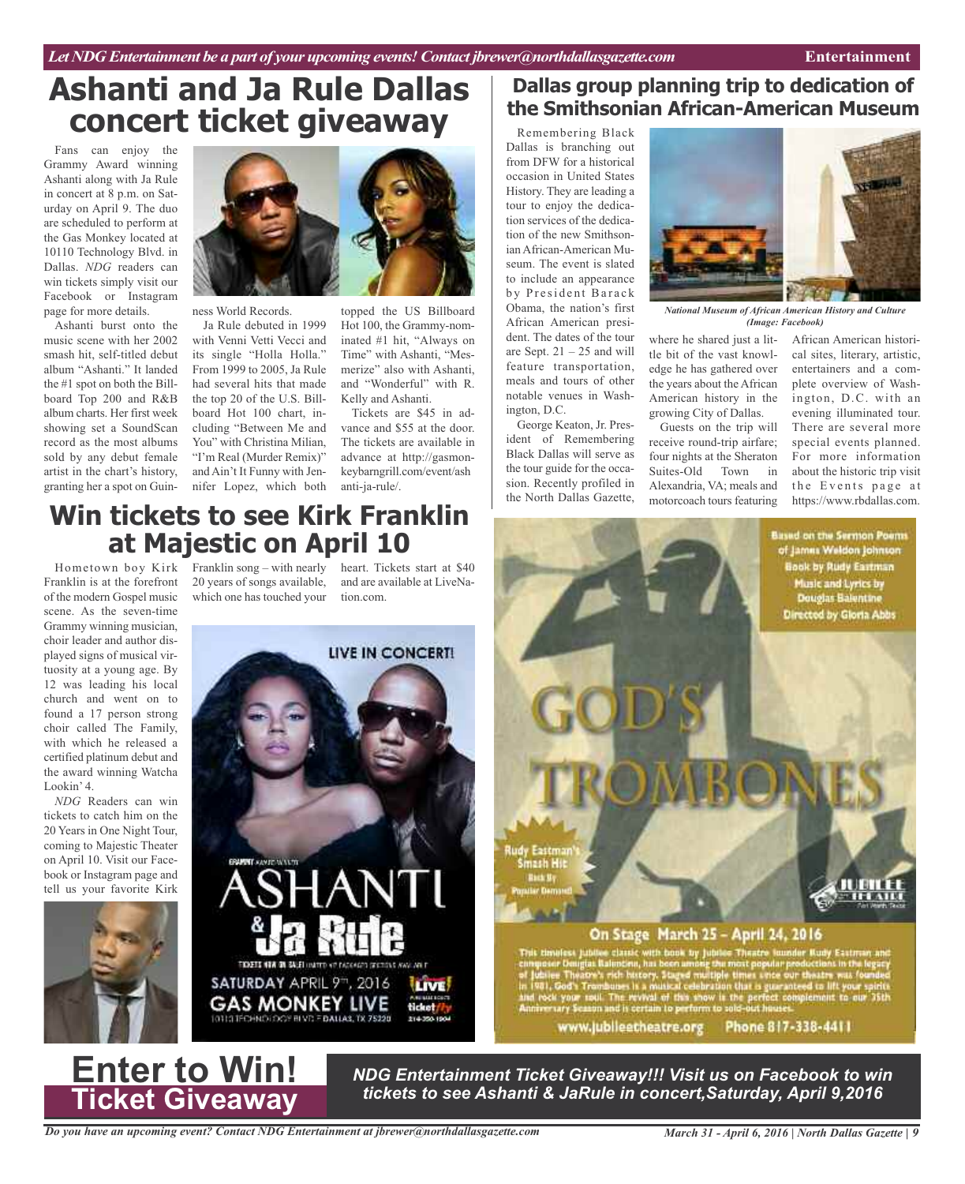# Ashanti and Ja Rule Dallas concert ticket giveaway

Fans can enjoy the Grammy Award winning Ashanti along with Ja Rule in concert at 8 p.m. on Saturday on April 9. The duo are scheduled to perform at the Gas Monkey located at 10110 Technology Blvd. in Dallas. *NDG* readers can win tickets simply visit our Facebook or Instagram page for more details.

Ashanti burst onto the music scene with her 2002 smash hit, self-titled debut album "Ashanti." It landed the #1 spot on both the Billboard Top 200 and R&B album charts. Her first week showing set a SoundScan record as the most albums sold by any debut female artist in the chart's history, granting her a spot on Guinness World Records.

Ja Rule debuted in 1999 with Venni Vetti Vecci and its single "Holla Holla." From 1999 to 2005, Ja Rule had several hits that made the top 20 of the U.S. Billboard Hot 100 chart, including "Between Me and You" with Christina Milian, "I'm Real (Murder Remix)" and Ain't It Funny with Jennifer Lopez, which both topped the US Billboard Hot 100, the Grammy-nominated #1 hit, "Always on Time" with Ashanti, "Mesmerize" also with Ashanti, and "Wonderful" with R. Kelly and Ashanti.

Tickets are $45 in advance and $55 at the door. The tickets are available in advance at http://gasmonkeybarngrill.com/event/ashanti-ja-rule/.

# Dallas group planning trip to dedication of the Smithsonian African-American Museum

Remembering Black Dallas is branching out from DFW for a historical occasion in United States History. They are leading a tour to enjoy the dedication services of the dedication of the new Smithsonian African-American Museum. The event is slated to include an appearance by President Barack Obama, the nation's first African American president. The dates of the tour are Sept. 21 – 25 and will feature transportation, meals and tours of other notable venues in Washington, D.C.

*National Museum of African American History and Culture (Image: Facebook)*

George Keaton, Jr. President of Remembering Black Dallas will serve as the tour guide for the occasion. Recently profiled in the North Dallas Gazette, where he shared just a little bit of the vast knowledge he has gathered over the years about the African American history in the growing City of Dallas.

Guests on the trip will receive round-trip airfare; four nights at the Sheraton Suites-Old Town in Alexandria, VA; meals and motorcoach tours featuring African American historical sites, literary, artistic, entertainers and a complete overview of Washington, D.C. with an evening illuminated tour. There are several more special events planned. For more information about the historic trip visit the Events page at https://www.rbdallas.com.

# Win tickets to see Kirk Franklin at Majestic on April 10

Hometown boy Kirk Franklin is at the forefront of the modern Gospel music scene. As the seven-time Grammy winning musician, choir leader and author displayed signs of musical virtuosity at a young age. By 12 was leading his local church and went on to found a 17 person strong choir called The Family, with which he released a certified platinum debut and the award winning Watcha Lookin' 4.

*NDG* Readers can win tickets to catch him on the 20 Years in One Night Tour, coming to Majestic Theater on April 10. Visit our Facebook or Instagram page and tell us your favorite Kirk Franklin song – with nearly 20 years of songs available, which one has touched your heart. Tickets start at $40 and are available at LiveNation.com.

LIVE IN CONCERT!

ASHANTI & Ja Rule

SATURDAY APRIL 9TH, 2016
GAS MONKEY LIVE
10110 TECHNOLOGY BLVD E DALLAS, TX 75220

Based on the Sermon Poems of James Weldon Johnson
Book by Rudy Eastman
Music and Lyrics by Douglas Balentine
Directed by Gloria Abbs

GOD'S TROMBONES

Rudy Eastman's Smash Hit Back By Popular Demand!

JUBILEE THEATRE

On Stage March 25 – April 24, 2016

This timeless Jubilee classic with book by Jubilee Theatre founder Rudy Eastman and composer Douglas Balentine, has been among the most popular productions in the legacy of Jubilee Theatre's rich history. Staged multiple times since our theatre was founded in 1981, God's Trombones is a musical celebration that is guaranteed to lift your spirits and rock your soul. The revival of this show is the perfect complement to our 35th Anniversary Season and is certain to perform to sold-out houses.

www.jubileetheatre.org Phone 817-338-4411

# Enter to Win! Ticket Giveaway

***NDG Entertainment Ticket Giveaway!!! Visit us on Facebook to win tickets to see Ashanti & JaRule in concert,Saturday, April 9,2016***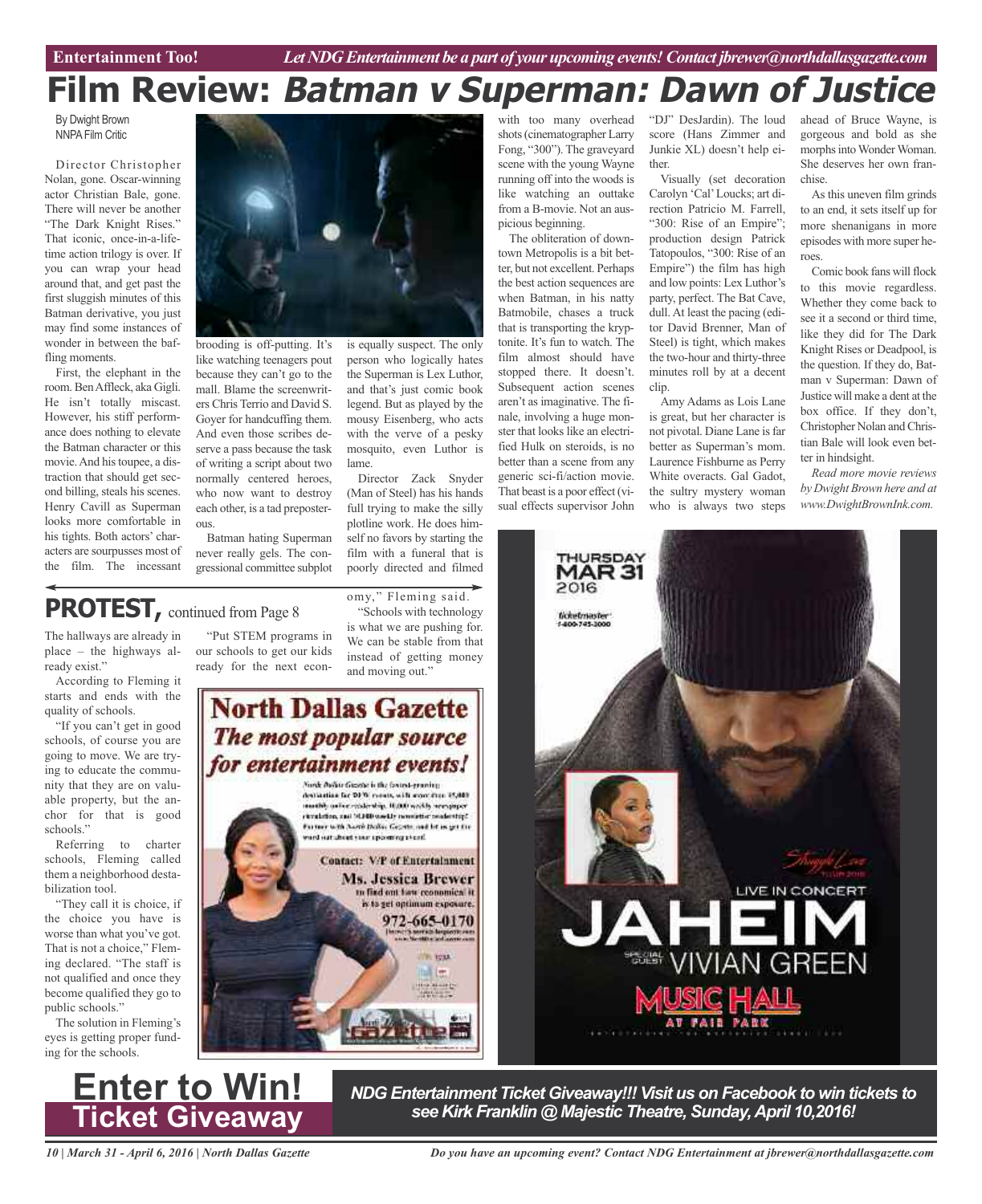# Film Review: *Batman v Superman: Dawn of Justice*

By Dwight Brown
NNPA Film Critic

Director Christopher Nolan, gone. Oscar-winning actor Christian Bale, gone. There will never be another "The Dark Knight Rises." That iconic, once-in-a-lifetime action trilogy is over. If you can wrap your head around that, and get past the first sluggish minutes of this Batman derivative, you just may find some instances of wonder in between the baffling moments.

First, the elephant in the room. Ben Affleck, aka Gigli. He isn't totally miscast. However, his stiff performance does nothing to elevate the Batman character or this movie. And his toupee, a distraction that should get second billing, steals his scenes. Henry Cavill as Superman looks more comfortable in his tights. Both actors' characters are sourpusses most of the film. The incessant brooding is off-putting. It's like watching teenagers pout because they can't go to the mall. Blame the screenwriters Chris Terrio and David S. Goyer for handcuffing them. And even those scribes deserve a pass because the task of writing a script about two normally centered heroes, who now want to destroy each other, is a tad preposterous.

Batman hating Superman never really gels. The congressional committee subplot is equally suspect. The only person who logically hates the Superman is Lex Luthor, and that's just comic book legend. But as played by the mousy Eisenberg, who acts with the verve of a pesky mosquito, even Luthor is lame.

Director Zack Snyder (Man of Steel) has his hands full trying to make the silly plotline work. He does himself no favors by starting the film with a funeral that is poorly directed and filmed with too many overhead shots (cinematographer Larry Fong, "300"). The graveyard scene with the young Wayne running off into the woods is like watching an outtake from a B-movie. Not an auspicious beginning.

The obliteration of downtown Metropolis is a bit better, but not excellent. Perhaps the best action sequences are when Batman, in his natty Batmobile, chases a truck that is transporting the kryptonite. It's fun to watch. The film almost should have stopped there. It doesn't. Subsequent action scenes aren't as imaginative. The finale, involving a huge monster that looks like an electrified Hulk on steroids, is no better than a scene from any generic sci-fi/action movie. That beast is a poor effect (visual effects supervisor John "DJ" DesJardin). The loud score (Hans Zimmer and Junkie XL) doesn't help either.

Visually (set decoration Carolyn 'Cal' Loucks; art direction Patricio M. Farrell, "300: Rise of an Empire"; production design Patrick Tatopoulos, "300: Rise of an Empire") the film has high and low points: Lex Luthor's party, perfect. The Bat Cave, dull. At least the pacing (editor David Brenner, Man of Steel) is tight, which makes the two-hour and thirty-three minutes roll by at a decent clip.

Amy Adams as Lois Lane is great, but her character is not pivotal. Diane Lane is far better as Superman's mom. Laurence Fishburne as Perry White overacts. Gal Gadot, the sultry mystery woman who is always two steps ahead of Bruce Wayne, is gorgeous and bold as she morphs into Wonder Woman. She deserves her own franchise.

As this uneven film grinds to an end, it sets itself up for more shenanigans in more episodes with more super heroes.

Comic book fans will flock to this movie regardless. Whether they come back to see it a second or third time, like they did for The Dark Knight Rises or Deadpool, is the question. If they do, Batman v Superman: Dawn of Justice will make a dent at the box office. If they don't, Christopher Nolan and Christian Bale will look even better in hindsight.

*Read more movie reviews by Dwight Brown here and at www.DwightBrownInk.com.*

## PROTEST, continued from Page 8

The hallways are already in place – the highways already exist."

According to Fleming it starts and ends with the quality of schools.

"If you can't get in good schools, of course you are going to move. We are trying to educate the community that they are on valuable property, but the anchor for that is good schools."

Referring to charter schools, Fleming called them a neighborhood destabilization tool.

"They call it is choice, if the choice you have is worse than what you've got. That is not a choice," Fleming declared. "The staff is not qualified and once they become qualified they go to public schools."

The solution in Fleming's eyes is getting proper funding for the schools.

"Put STEM programs in our schools to get our kids ready for the next economy," Fleming said.

"Schools with technology is what we are pushing for. We can be stable from that instead of getting money and moving out."

**North Dallas Gazette**
***The most popular source for entertainment events!***

North Dallas Gazette is the fastest-growing destination for DFW events, with more than 35,000 monthly online readership, 10,000 weekly newspaper circulation, and 50,000 weekly newsletter readership! Partner with North Dallas Gazette and let us get the word out about your upcoming event!

Contact: V/P of Entertainment
**Ms. Jessica Brewer**
to find out how economical it is to get optimum exposure.
**972-665-0170**

THURSDAY MAR 31 2016
ticketmaster 1-800-745-3000
LIVE IN CONCERT
JAHEIM
SPECIAL GUEST VIVIAN GREEN
MUSIC HALL AT FAIR PARK

# Enter to Win! Ticket Giveaway

***NDG Entertainment Ticket Giveaway!!! Visit us on Facebook to win tickets to see Kirk Franklin @ Majestic Theatre, Sunday, April 10,2016!***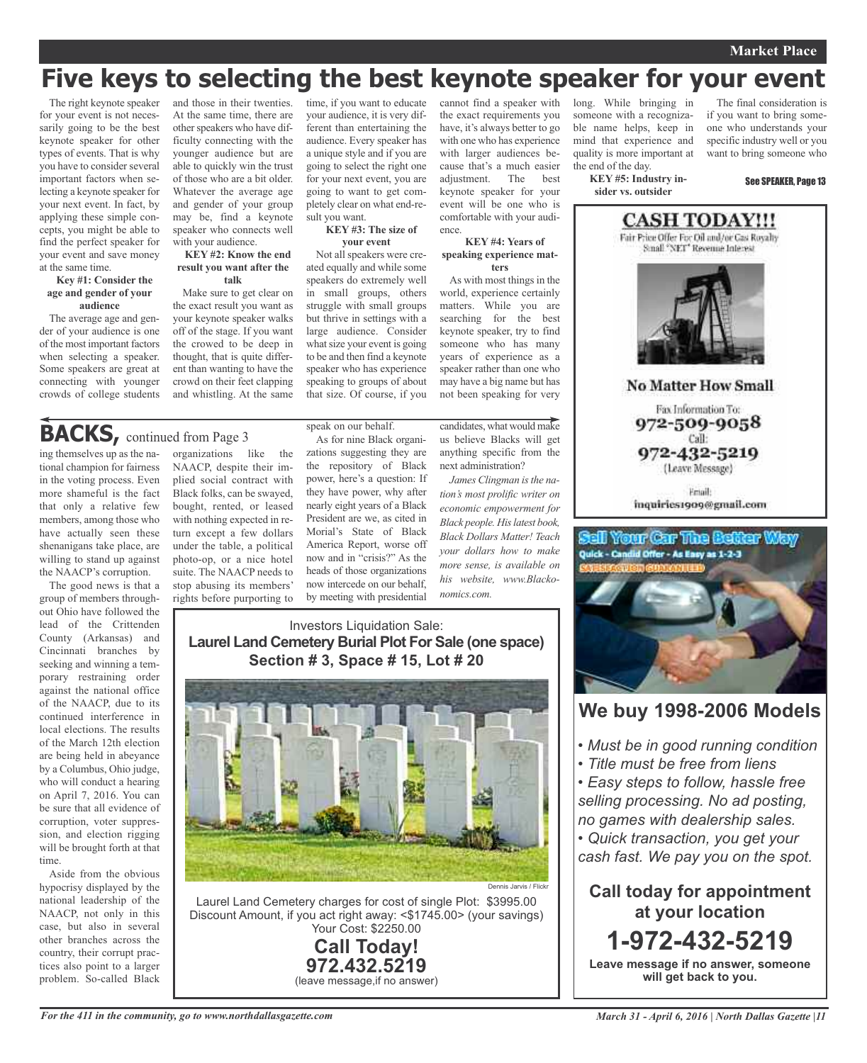# Five keys to selecting the best keynote speaker for your event

The right keynote speaker for your event is not necessarily going to be the best keynote speaker for other types of events. That is why you have to consider several important factors when selecting a keynote speaker for your next event. In fact, by applying these simple concepts, you might be able to find the perfect speaker for your event and save money at the same time.

**Key #1: Consider the age and gender of your audience**

The average age and gender of your audience is one of the most important factors when selecting a speaker. Some speakers are great at connecting with younger crowds of college students and those in their twenties. At the same time, there are other speakers who have difficulty connecting with the younger audience but are able to quickly win the trust of those who are a bit older. Whatever the average age and gender of your group may be, find a keynote speaker who connects well with your audience.

**KEY #2: Know the end result you want after the talk**

Make sure to get clear on the exact result you want as your keynote speaker walks off of the stage. If you want the crowed to be deep in thought, that is quite different than wanting to have the crowd on their feet clapping and whistling. At the same time, if you want to educate your audience, it is very different than entertaining the audience. Every speaker has a unique style and if you are going to select the right one for your next event, you are going to want to get completely clear on what end-result you want.

**KEY #3: The size of your event**

Not all speakers were created equally and while some speakers do extremely well in small groups, others struggle with small groups but thrive in settings with a large audience. Consider what size your event is going to be and then find a keynote speaker who has experience speaking to groups of about that size. Of course, if you cannot find a speaker with the exact requirements you have, it's always better to go with one who has experience with larger audiences because that's a much easier adjustment. The best keynote speaker for your event will be one who is comfortable with your audience.

**KEY #4: Years of speaking experience matters**

As with most things in the world, experience certainly matters. While you are searching for the best keynote speaker, try to find someone who has many years of experience as a speaker rather than one who may have a big name but has not been speaking for very long. While bringing in someone with a recognizable name helps, keep in mind that experience and quality is more important at the end of the day.

**KEY #5: Industry insider vs. outsider**

The final consideration is if you want to bring someone who understands your specific industry well or you want to bring someone who

See SPEAKER, Page 13

## BACKS, continued from Page 3

ing themselves up as the national champion for fairness in the voting process. Even more shameful is the fact that only a relative few members, among those who have actually seen these shenanigans take place, are willing to stand up against the NAACP's corruption.

The good news is that a group of members throughout Ohio have followed the lead of the Crittenden County (Arkansas) and Cincinnati branches by seeking and winning a temporary restraining order against the national office of the NAACP, due to its continued interference in local elections. The results of the March 12th election are being held in abeyance by a Columbus, Ohio judge, who will conduct a hearing on April 7, 2016. You can be sure that all evidence of corruption, voter suppression, and election rigging will be brought forth at that time.

Aside from the obvious hypocrisy displayed by the national leadership of the NAACP, not only in this case, but also in several other branches across the country, their corrupt practices also point to a larger problem. So-called Black organizations like the NAACP, despite their implied social contract with Black folks, can be swayed, bought, rented, or leased with nothing expected in return except a few dollars under the table, a political photo-op, or a nice hotel suite. The NAACP needs to stop abusing its members' rights before purporting to speak on our behalf.

As for nine Black organizations suggesting they are the repository of Black power, here's a question: If they have power, why after nearly eight years of a Black President are we, as cited in Morial's State of Black America Report, worse off now and in "crisis?" As the heads of those organizations now intercede on our behalf, by meeting with presidential candidates, what would make us believe Blacks will get anything specific from the next administration?

*James Clingman is the nation's most prolific writer on economic empowerment for Black people. His latest book, Black Dollars Matter! Teach your dollars how to make more sense, is available on his website, www.Blackonomics.com.*

---

**CASH TODAY!!!**

Fair Price Offer For Oil and/or Gas Royalty
Small "NET" Revenue Interest

**No Matter How Small**

Fax Information To:
**972-509-9058**
Call:
**972-432-5219**
(Leave Message)

Email:
inquiries1909@gmail.com

---

Investors Liquidation Sale:
**Laurel Land Cemetery Burial Plot For Sale (one space)**
**Section # 3, Space # 15, Lot # 20**

Dennis Jarvis / Flickr

Laurel Land Cemetery charges for cost of single Plot: $3995.00
Discount Amount, if you act right away: <$1745.00> (your savings)
Your Cost: $2250.00

**Call Today!**
**972.432.5219**
(leave message,if no answer)

---

**Sell Your Car The Better Way**
Quick - Candid Offer - As Easy as 1-2-3
SATISFACTION GUARANTEED

## We buy 1998-2006 Models

- *Must be in good running condition*
- *Title must be free from liens*
- *Easy steps to follow, hassle free selling processing. No ad posting, no games with dealership sales.*
- *Quick transaction, you get your cash fast. We pay you on the spot.*

**Call today for appointment at your location**

**1-972-432-5219**

**Leave message if no answer, someone will get back to you.**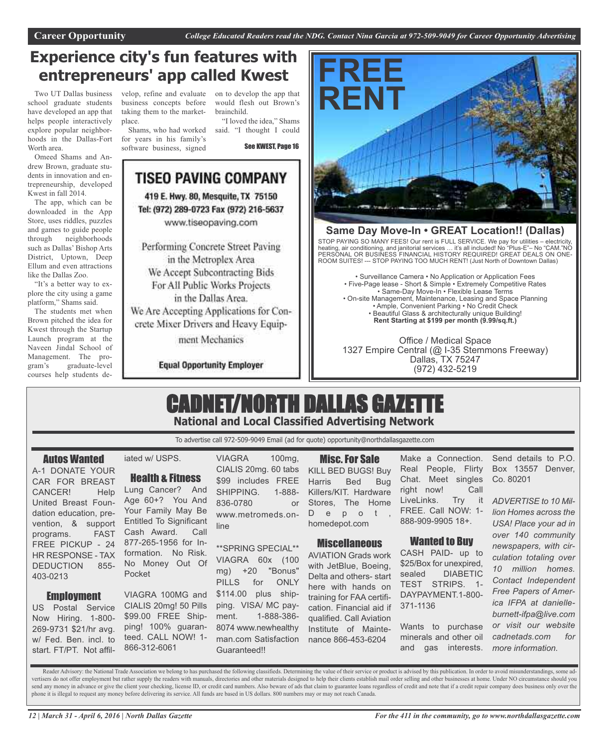# Experience city's fun features with entrepreneurs' app called Kwest

Two UT Dallas business school graduate students have developed an app that helps people interactively explore popular neighborhoods in the Dallas-Fort Worth area.

Omeed Shams and Andrew Brown, graduate students in innovation and entrepreneurship, developed Kwest in fall 2014.

The app, which can be downloaded in the App Store, uses riddles, puzzles and games to guide people through neighborhoods such as Dallas' Bishop Arts District, Uptown, Deep Ellum and even attractions like the Dallas Zoo.

"It's a better way to explore the city using a game platform," Shams said.

The students met when Brown pitched the idea for Kwest through the Startup Launch program at the Naveen Jindal School of Management. The program's graduate-level courses help students develop, refine and evaluate business concepts before taking them to the marketplace.

Shams, who had worked for years in his family's software business, signed on to develop the app that would flesh out Brown's brainchild.

"I loved the idea," Shams said. "I thought I could

See KWEST, Page 16

## TISEO PAVING COMPANY

419 E. Hwy. 80, Mesquite, TX 75150
Tel: (972) 289-0723 Fax (972) 216-5637
www.tiseopaving.com

Performing Concrete Street Paving in the Metroplex Area
We Accept Subcontracting Bids For All Public Works Projects in the Dallas Area.
We Are Accepting Applications for Concrete Mixer Drivers and Heavy Equipment Mechanics

**Equal Opportunity Employer**

## FREE RENT

**Same Day Move-In • GREAT Location!! (Dallas)**

STOP PAYING SO MANY FEES! Our rent is FULL SERVICE. We pay for utilities – electricity, heating, air conditioning, and janitorial services … it's all included! No "Plus-E"– No "CAM."NO PERSONAL OR BUSINESS FINANCIAL HISTORY REQUIRED! GREAT DEALS ON ONE-ROOM SUITES! --- STOP PAYING TOO MUCH RENT! (Just North of Downtown Dallas)

• Surveillance Camera • No Application or Application Fees
• Five-Page lease - Short & Simple • Extremely Competitive Rates
• Same-Day Move-In • Flexible Lease Terms
• On-site Management, Maintenance, Leasing and Space Planning
• Ample, Convenient Parking • No Credit Check
• Beautiful Glass & architecturally unique Building!
**Rent Starting at $199 per month (9.99/sq.ft.)**

Office / Medical Space
1327 Empire Central (@ I-35 Stemmons Freeway)
Dallas, TX 75247
(972) 432-5219

# CADNET/NORTH DALLAS GAZETTE

**National and Local Classified Advertising Network**

To advertise call 972-509-9049 Email (ad for quote) opportunity@northdallasgazette.com

### Autos Wanted

A-1 DONATE YOUR CAR FOR BREAST CANCER! Help United Breast Foundation education, prevention, & support programs. FAST FREE PICKUP - 24 HR RESPONSE - TAX DEDUCTION 855-403-0213

### Employment

US Postal Service Now Hiring. 1-800-269-9731 $21/hr avg. w/ Fed. Ben. incl. to start. FT/PT. Not affiliated w/ USPS.

### Health & Fitness

Lung Cancer? And Age 60+? You And Your Family May Be Entitled To Significant Cash Award. Call 877-265-1956 for Information. No Risk. No Money Out Of Pocket

VIAGRA 100MG and CIALIS 20mg! 50 Pills $99.00 FREE Shipping! 100% guaranteed. CALL NOW! 1-866-312-6061

VIAGRA 100mg, CIALIS 20mg. 60 tabs $99 includes FREE SHIPPING. 1-888-836-0780 or www.metromeds.online

**SPRING SPECIAL** VIAGRA 60x (100 mg) +20 "Bonus" PILLS for ONLY $114.00 plus shipping. VISA/ MC payment. 1-888-386-8074 www.newhealthyman.com Satisfaction Guaranteed!!

### Misc. For Sale

KILL BED BUGS! Buy Harris Bed Bug Killers/KIT. Hardware Stores, The Home Depot, homedepot.com

### Miscellaneous

AVIATION Grads work with JetBlue, Boeing, Delta and others- start here with hands on training for FAA certification. Financial aid if qualified. Call Aviation Institute of Maintenance 866-453-6204

Make a Connection. Real People, Flirty Chat. Meet singles right now! Call LiveLinks. Try it FREE. Call NOW: 1-888-909-9905 18+.

### Wanted to Buy

CASH PAID- up to $25/Box for unexpired, sealed DIABETIC TEST STRIPS. 1-DAYPAYMENT.1-800-371-1136

Wants to purchase minerals and other oil and gas interests. Send details to P.O. Box 13557 Denver, Co. 80201

*ADVERTISE to 10 Million Homes across the USA! Place your ad in over 140 community newspapers, with circulation totaling over 10 million homes. Contact Independent Free Papers of America IFPA at danielle-burnett-ifpa@live.com or visit our website cadnetads.com for more information.*

Reader Advisory: the National Trade Association we belong to has purchased the following classifieds. Determining the value of their service or product is advised by this publication. In order to avoid misunderstandings, some advertisers do not offer employment but rather supply the readers with manuals, directories and other materials designed to help their clients establish mail order selling and other businesses at home. Under NO circumstance should you send any money in advance or give the client your checking, license ID, or credit card numbers. Also beware of ads that claim to guarantee loans regardless of credit and note that if a credit repair company does business only over the phone it is illegal to request any money before delivering its service. All funds are based in US dollars. 800 numbers may or may not reach Canada.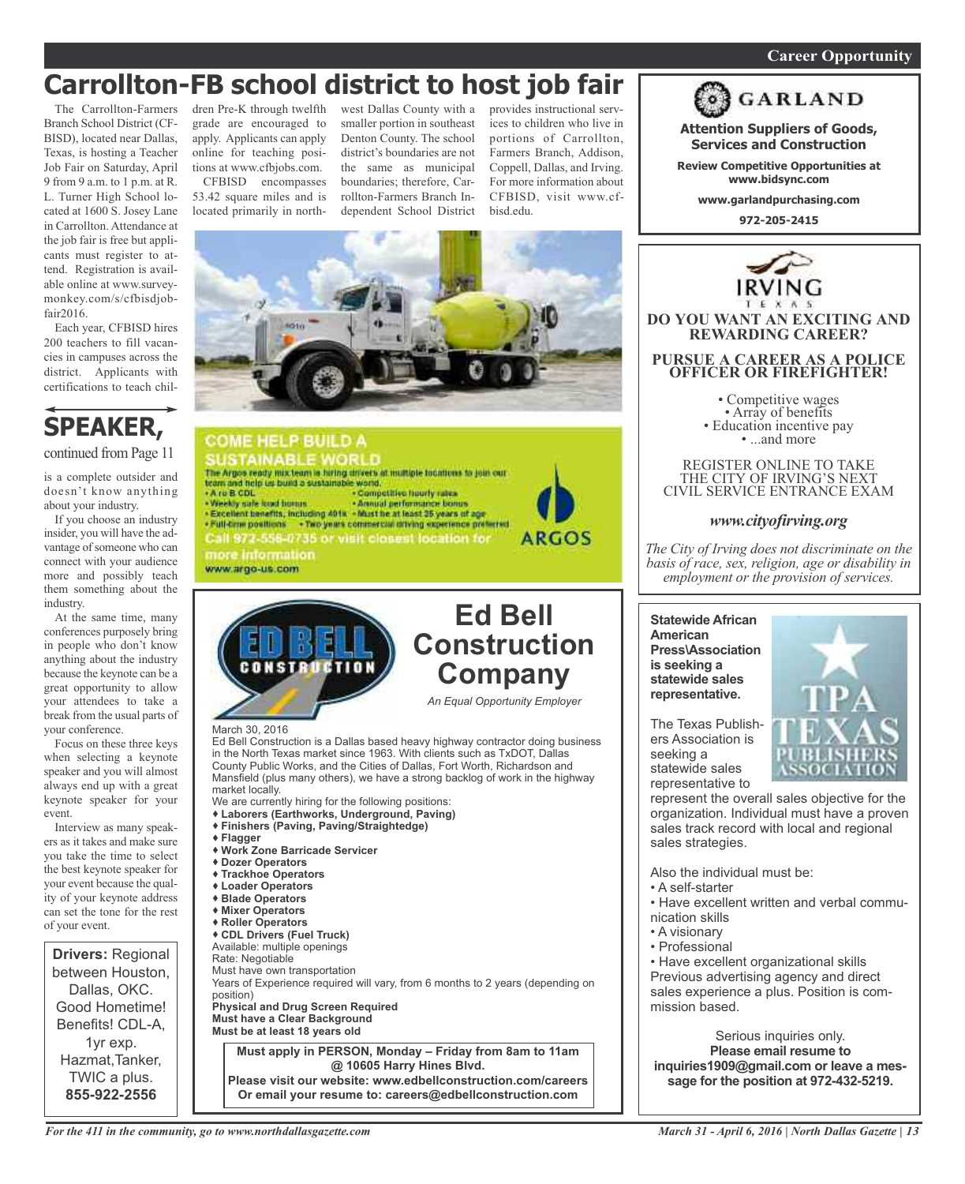Career Opportunity

# Carrollton-FB school district to host job fair

The Carrollton-Farmers Branch School District (CFBISD), located near Dallas, Texas, is hosting a Teacher Job Fair on Saturday, April 9 from 9 a.m. to 1 p.m. at R. L. Turner High School located at 1600 S. Josey Lane in Carrollton. Attendance at the job fair is free but applicants must register to attend. Registration is available online at www.surveymonkey.com/s/cfbisdjobfair2016.

Each year, CFBISD hires 200 teachers to fill vacancies in campuses across the district. Applicants with certifications to teach children Pre-K through twelfth grade are encouraged to apply. Applicants can apply online for teaching positions at www.cfbjobs.com.

CFBISD encompasses 53.42 square miles and is located primarily in northwest Dallas County with a smaller portion in southeast Denton County. The school district's boundaries are not the same as municipal boundaries; therefore, Carrollton-Farmers Branch Independent School District provides instructional services to children who live in portions of Carrollton, Farmers Branch, Addison, Coppell, Dallas, and Irving. For more information about CFBISD, visit www.cfbisd.edu.

## SPEAKER,

continued from Page 11

is a complete outsider and doesn't know anything about your industry.

If you choose an industry insider, you will have the advantage of someone who can connect with your audience more and possibly teach them something about the industry.

At the same time, many conferences purposely bring in people who don't know anything about the industry because the keynote can be a great opportunity to allow your attendees to take a break from the usual parts of your conference.

Focus on these three keys when selecting a keynote speaker and you will almost always end up with a great keynote speaker for your event.

Interview as many speakers as it takes and make sure you take the time to select the best keynote speaker for your event because the quality of your keynote address can set the tone for the rest of your event.

**Drivers:** Regional between Houston, Dallas, OKC. Good Hometime! Benefits! CDL-A, 1yr exp. Hazmat,Tanker, TWIC a plus.
**855-922-2556**

---

**COME HELP BUILD A SUSTAINABLE WORLD**

The Argos ready mix team is hiring drivers at multiple locations to join our team and help us build a sustainable world.

- A or B CDL
- Competitive hourly rates
- Weekly safe load bonus
- Annual performance bonus
- Excellent benefits, including 401k
- Must be at least 25 years of age
- Full-time positions
- Two years commercial driving experience preferred

Call 972-556-0735 or visit closest location for more information
www.argo-us.com

ARGOS

---

# Ed Bell Construction Company

*An Equal Opportunity Employer*

March 30, 2016

Ed Bell Construction is a Dallas based heavy highway contractor doing business in the North Texas market since 1963. With clients such as TxDOT, Dallas County Public Works, and the Cities of Dallas, Fort Worth, Richardson and Mansfield (plus many others), we have a strong backlog of work in the highway market locally.

We are currently hiring for the following positions:

- **Laborers (Earthworks, Underground, Paving)**
- **Finishers (Paving, Paving/Straightedge)**
- **Flagger**
- **Work Zone Barricade Servicer**
- **Dozer Operators**
- **Trackhoe Operators**
- **Loader Operators**
- **Blade Operators**
- **Mixer Operators**
- **Roller Operators**
- **CDL Drivers (Fuel Truck)**

Available: multiple openings
Rate: Negotiable
Must have own transportation
Years of Experience required will vary, from 6 months to 2 years (depending on position)
**Physical and Drug Screen Required**
**Must have a Clear Background**
**Must be at least 18 years old**

**Must apply in PERSON, Monday – Friday from 8am to 11am @ 10605 Harry Hines Blvd.**
**Please visit our website: www.edbellconstruction.com/careers**
**Or email your resume to: careers@edbellconstruction.com**

---

GARLAND

**Attention Suppliers of Goods, Services and Construction**

**Review Competitive Opportunities at www.bidsync.com**

**www.garlandpurchasing.com**

**972-205-2415**

---

IRVING TEXAS

**DO YOU WANT AN EXCITING AND REWARDING CAREER?**

**PURSUE A CAREER AS A POLICE OFFICER OR FIREFIGHTER!**

- Competitive wages
- Array of benefits
- Education incentive pay
- ...and more

REGISTER ONLINE TO TAKE THE CITY OF IRVING'S NEXT CIVIL SERVICE ENTRANCE EXAM

***www.cityofirving.org***

*The City of Irving does not discriminate on the basis of race, sex, religion, age or disability in employment or the provision of services.*

---

**Statewide African American Press\Association is seeking a statewide sales representative.**

The Texas Publishers Association is seeking a statewide sales representative to represent the overall sales objective for the organization. Individual must have a proven sales track record with local and regional sales strategies.

Also the individual must be:

- A self-starter
- Have excellent written and verbal communication skills
- A visionary
- Professional
- Have excellent organizational skills

Previous advertising agency and direct sales experience a plus. Position is commission based.

Serious inquiries only.
**Please email resume to inquiries1909@gmail.com or leave a message for the position at 972-432-5219.**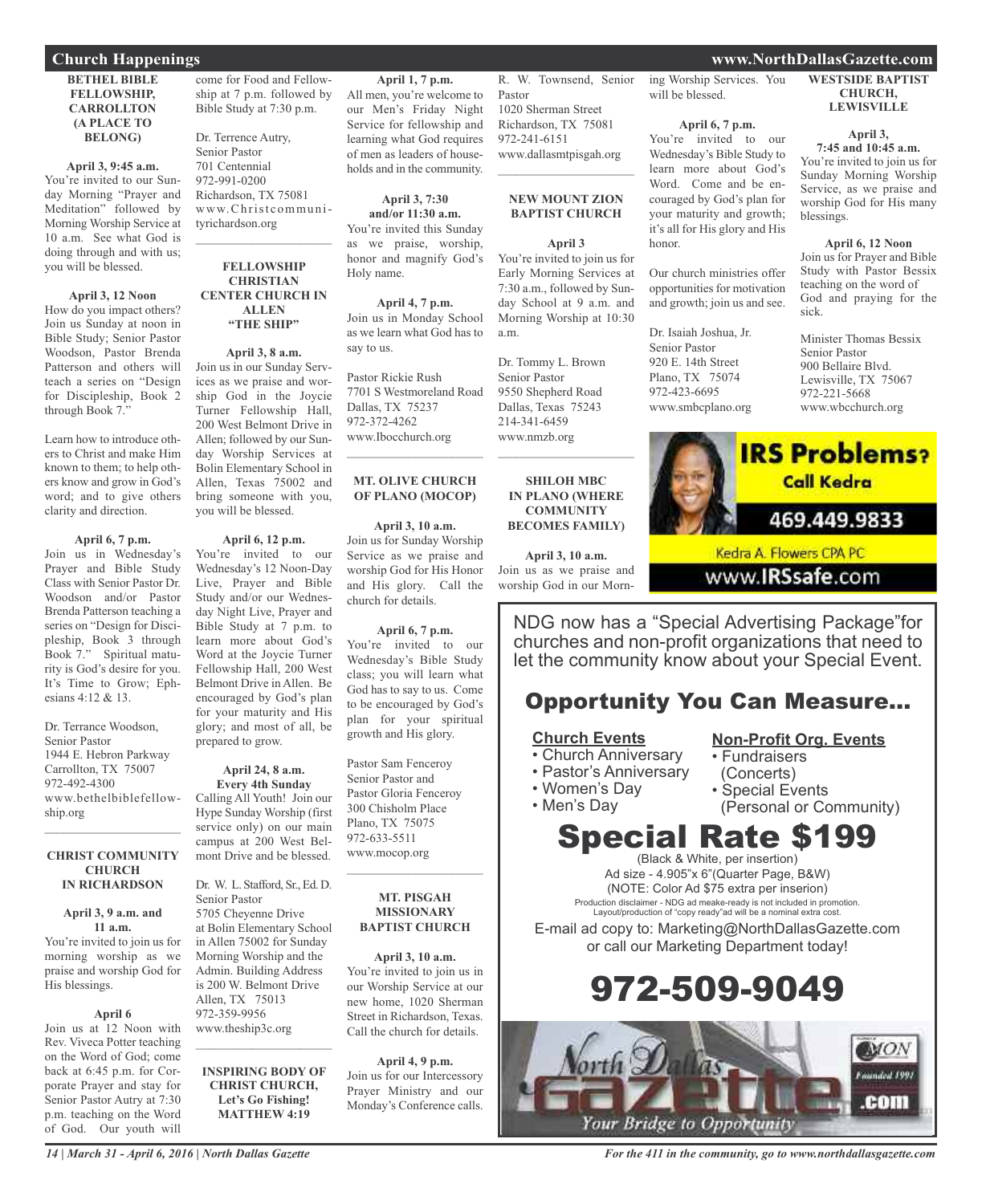## Church Happenings

### BETHEL BIBLE FELLOWSHIP, CARROLLTON (A PLACE TO BELONG)

**April 3, 9:45 a.m.**
You're invited to our Sunday Morning "Prayer and Meditation" followed by Morning Worship Service at 10 a.m. See what God is doing through and with us; you will be blessed.

**April 3, 12 Noon**
How do you impact others? Join us Sunday at noon in Bible Study; Senior Pastor Woodson, Pastor Brenda Patterson and others will teach a series on "Design for Discipleship, Book 2 through Book 7."

Learn how to introduce others to Christ and make Him known to them; to help others know and grow in God's word; and to give others clarity and direction.

**April 6, 7 p.m.**
Join us in Wednesday's Prayer and Bible Study Class with Senior Pastor Dr. Woodson and/or Pastor Brenda Patterson teaching a series on "Design for Discipleship, Book 3 through Book 7." Spiritual maturity is God's desire for you. It's Time to Grow; Ephesians 4:12 & 13.

Dr. Terrance Woodson,
Senior Pastor
1944 E. Hebron Parkway
Carrollton, TX 75007
972-492-4300
www.bethelbiblefellowship.org

---

### CHRIST COMMUNITY CHURCH IN RICHARDSON

**April 3, 9 a.m. and 11 a.m.**
You're invited to join us for morning worship as we praise and worship God for His blessings.

**April 6**
Join us at 12 Noon with Rev. Viveca Potter teaching on the Word of God; come back at 6:45 p.m. for Corporate Prayer and stay for Senior Pastor Autry at 7:30 p.m. teaching on the Word of God. Our youth will come for Food and Fellowship at 7 p.m. followed by Bible Study at 7:30 p.m.

Dr. Terrence Autry,
Senior Pastor
701 Centennial
972-991-0200
Richardson, TX 75081
www.Christcommunityrichardson.org

---

### FELLOWSHIP CHRISTIAN CENTER CHURCH IN ALLEN "THE SHIP"

**April 3, 8 a.m.**
Join us in our Sunday Services as we praise and worship God in the Joycie Turner Fellowship Hall, 200 West Belmont Drive in Allen; followed by our Sunday Worship Services at Bolin Elementary School in Allen, Texas 75002 and bring someone with you, you will be blessed.

**April 6, 12 p.m.**
You're invited to our Wednesday's 12 Noon-Day Live, Prayer and Bible Study and/or our Wednesday Night Live, Prayer and Bible Study at 7 p.m. to learn more about God's Word at the Joycie Turner Fellowship Hall, 200 West Belmont Drive in Allen. Be encouraged by God's plan for your maturity and His glory; and most of all, be prepared to grow.

**April 24, 8 a.m.**
**Every 4th Sunday**
Calling All Youth! Join our Hype Sunday Worship (first service only) on our main campus at 200 West Belmont Drive and be blessed.

Dr. W. L. Stafford, Sr., Ed. D.
Senior Pastor
5705 Cheyenne Drive
at Bolin Elementary School in Allen 75002 for Sunday Morning Worship and the Admin. Building Address is 200 W. Belmont Drive
Allen, TX 75013
972-359-9956
www.theship3c.org

---

### INSPIRING BODY OF CHRIST CHURCH, Let's Go Fishing! MATTHEW 4:19

**April 1, 7 p.m.**
All men, you're welcome to our Men's Friday Night Service for fellowship and learning what God requires of men as leaders of households and in the community.

**April 3, 7:30 and/or 11:30 a.m.**
You're invited this Sunday as we praise, worship, honor and magnify God's Holy name.

**April 4, 7 p.m.**
Join us in Monday School as we learn what God has to say to us.

Pastor Rickie Rush
7701 S Westmoreland Road
Dallas, TX 75237
972-372-4262
www.Ibocchurch.org

---

### MT. OLIVE CHURCH OF PLANO (MOCOP)

**April 3, 10 a.m.**
Join us for Sunday Worship Service as we praise and worship God for His Honor and His glory. Call the church for details.

**April 6, 7 p.m.**
You're invited to our Wednesday's Bible Study class; you will learn what God has to say to us. Come to be encouraged by God's plan for your spiritual growth and His glory.

Pastor Sam Fenceroy
Senior Pastor and
Pastor Gloria Fenceroy
300 Chisholm Place
Plano, TX 75075
972-633-5511
www.mocop.org

---

### MT. PISGAH MISSIONARY BAPTIST CHURCH

**April 3, 10 a.m.**
You're invited to join us in our Worship Service at our new home, 1020 Sherman Street in Richardson, Texas. Call the church for details.

**April 4, 9 p.m.**
Join us for our Intercessory Prayer Ministry and our Monday's Conference calls.

R. W. Townsend, Senior Pastor
1020 Sherman Street
Richardson, TX 75081
972-241-6151
www.dallasmtpisgah.org

---

### NEW MOUNT ZION BAPTIST CHURCH

**April 3**
You're invited to join us for Early Morning Services at 7:30 a.m., followed by Sunday School at 9 a.m. and Morning Worship at 10:30 a.m.

Dr. Tommy L. Brown
Senior Pastor
9550 Shepherd Road
Dallas, Texas 75243
214-341-6459
www.nmzb.org

---

### SHILOH MBC IN PLANO (WHERE COMMUNITY BECOMES FAMILY)

**April 3, 10 a.m.**
Join us as we praise and worship God in our Morning Worship Services. You will be blessed.

**April 6, 7 p.m.**
You're invited to our Wednesday's Bible Study to learn more about God's Word. Come and be encouraged by God's plan for your maturity and growth; it's all for His glory and His honor.

Our church ministries offer opportunities for motivation and growth; join us and see.

Dr. Isaiah Joshua, Jr.
Senior Pastor
920 E. 14th Street
Plano, TX 75074
972-423-6695
www.smbcplano.org

---

### WESTSIDE BAPTIST CHURCH, LEWISVILLE

**April 3, 7:45 and 10:45 a.m.**
You're invited to join us for Sunday Morning Worship Service, as we praise and worship God for His many blessings.

**April 6, 12 Noon**
Join us for Prayer and Bible Study with Pastor Bessix teaching on the word of God and praying for the sick.

Minister Thomas Bessix
Senior Pastor
900 Bellaire Blvd.
Lewisville, TX 75067
972-221-5668
www.wbcchurch.org

---

**IRS Problems? Call Kedra**
469.449.9833
Kedra A. Flowers CPA PC
www.IRSsafe.com

---

NDG now has a "Special Advertising Package" for churches and non-profit organizations that need to let the community know about your Special Event.

## Opportunity You Can Measure...

**Church Events**
- Church Anniversary
- Pastor's Anniversary
- Women's Day
- Men's Day

**Non-Profit Org. Events**
- Fundraisers (Concerts)
- Special Events (Personal or Community)

## Special Rate $199

(Black & White, per insertion)
Ad size - 4.905"x 6"(Quarter Page, B&W)
(NOTE: Color Ad $75 extra per inserion)
Production disclaimer - NDG ad meake-ready is not included in promotion. Layout/production of "copy ready"ad will be a nominal extra cost.

E-mail ad copy to: Marketing@NorthDallasGazette.com or call our Marketing Department today!

## 972-509-9049

North Dallas Gazette .com
Your Bridge to Opportunity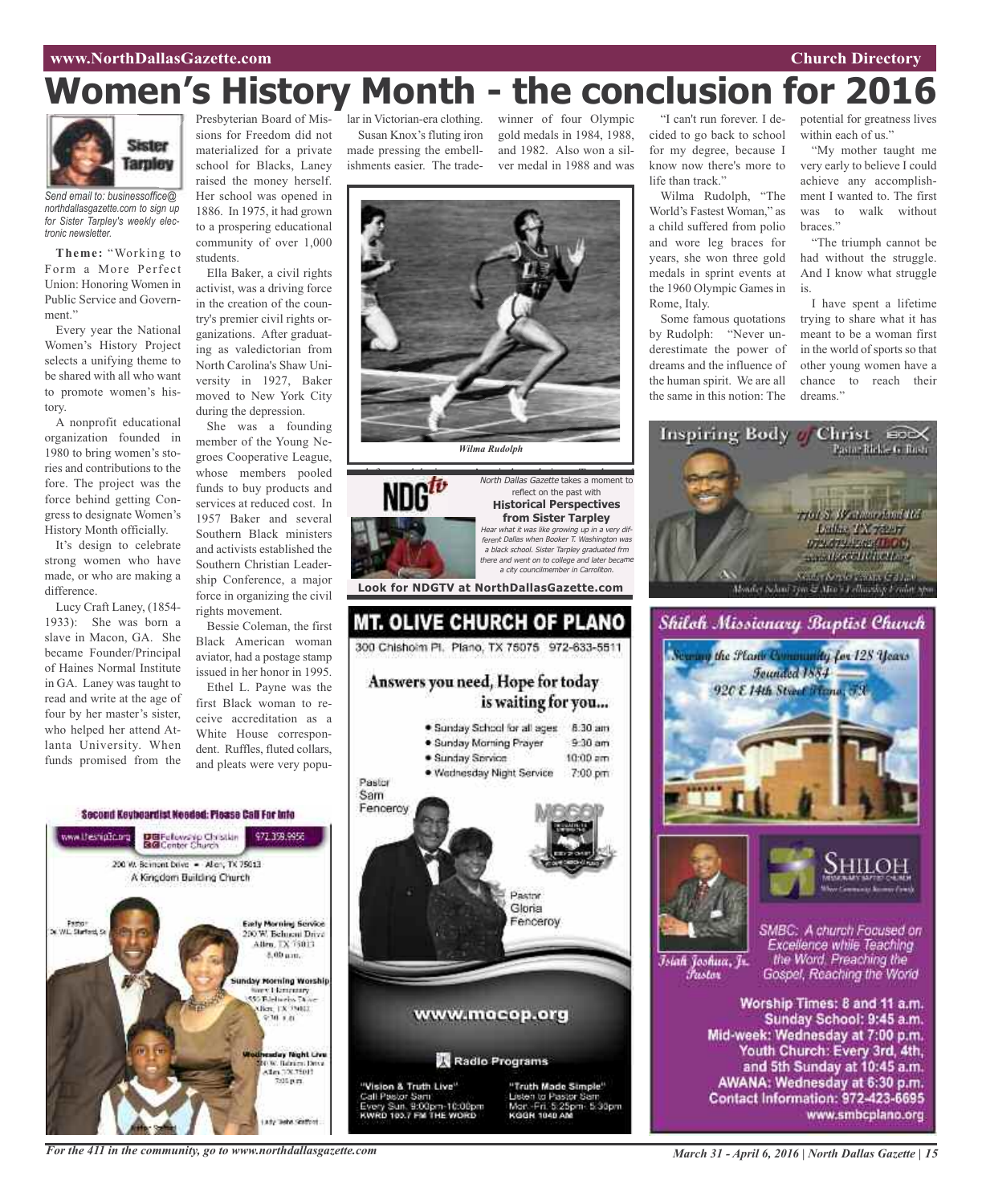# Women's History Month - the conclusion for 2016

Sister Tarpley

*Send email to: businessoffice@northdallasgazette.com to sign up for Sister Tarpley's weekly electronic newsletter.*

**Theme:** "Working to Form a More Perfect Union: Honoring Women in Public Service and Government."

Every year the National Women's History Project selects a unifying theme to be shared with all who want to promote women's history.

A nonprofit educational organization founded in 1980 to bring women's stories and contributions to the fore. The project was the force behind getting Congress to designate Women's History Month officially.

It's design to celebrate strong women who have made, or who are making a difference.

Lucy Craft Laney, (1854-1933): She was born a slave in Macon, GA. She became Founder/Principal of Haines Normal Institute in GA. Laney was taught to read and write at the age of four by her master's sister, who helped her attend Atlanta University. When funds promised from the Presbyterian Board of Missions for Freedom did not materialized for a private school for Blacks, Laney raised the money herself. Her school was opened in 1886. In 1975, it had grown to a prospering educational community of over 1,000 students.

Ella Baker, a civil rights activist, was a driving force in the creation of the country's premier civil rights organizations. After graduating as valedictorian from North Carolina's Shaw University in 1927, Baker moved to New York City during the depression.

She was a founding member of the Young Negroes Cooperative League, whose members pooled funds to buy products and services at reduced cost. In 1957 Baker and several Southern Black ministers and activists established the Southern Christian Leadership Conference, a major force in organizing the civil rights movement.

Bessie Coleman, the first Black American woman aviator, had a postage stamp issued in her honor in 1995.

Ethel L. Payne was the first Black woman to receive accreditation as a White House correspondent. Ruffles, fluted collars, and pleats were very popular in Victorian-era clothing.

Susan Knox's fluting iron made pressing the embellishments easier. The trade-winner of four Olympic gold medals in 1984, 1988, and 1982. Also won a silver medal in 1988 and was

*Wilma Rudolph*

"I can't run forever. I decided to go back to school for my degree, because I know now there's more to life than track."

Wilma Rudolph, "The World's Fastest Woman," as a child suffered from polio and wore leg braces for years, she won three gold medals in sprint events at the 1960 Olympic Games in Rome, Italy.

Some famous quotations by Rudolph: "Never underestimate the power of dreams and the influence of the human spirit. We are all the same in this notion: The potential for greatness lives within each of us."

"My mother taught me very early to believe I could achieve any accomplishment I wanted to. The first was to walk without braces."

"The triumph cannot be had without the struggle. And I know what struggle is.

I have spent a lifetime trying to share what it has meant to be a woman first in the world of sports so that other young women have a chance to reach their dreams."

---

NDGtv

*North Dallas Gazette* takes a moment to reflect on the past with

**Historical Perspectives from Sister Tarpley**

*Hear what it was like growing up in a very different Dallas when Booker T. Washington was a black school. Sister Tarpley graduated frm there and went on to college and later became a city councilmember in Carrollton.*

**Look for NDGTV at NorthDallasGazette.com**

---

**Second Keyboardist Needed: Please Call For Info**

www.theship.org — Fellowship Christian Center Church — 972.359.9956

200 W. Belmont Drive • Allen, TX 75013

A Kingdom Building Church

Pastor Dr. W.L. Stafford, Sr.

Early Morning Service — 200 W. Belmont Drive, Allen, TX 75013, 8:00 a.m.

Sunday Morning Worship — Eagle Elementary, 1550 Edelweiss Drive, Allen, TX 75002, 9:30 a.m.

Wednesday Night Live — 200 W. Belmont Drive, Allen, TX 75013, 7:00 p.m.

Lady Stafford

---

## MT. OLIVE CHURCH OF PLANO

300 Chisholm Pl. Plano, TX 75075 972-633-5511

**Answers you need, Hope for today is waiting for you...**

- Sunday School for all ages 8:30 am
- Sunday Morning Prayer 9:30 am
- Sunday Service 10:00 am
- Wednesday Night Service 7:00 pm

Pastor Sam Fenceroy

Pastor Gloria Fenceroy

www.mocop.org

Radio Programs

"Vision & Truth Live" Call Pastor Sam Every Sun. 9:00pm-10:00pm KWRD 100.7 FM THE WORD

"Truth Made Simple" Listen to Pastor Sam Mon.-Fri. 5:25pm- 5:30pm KGGR 1040 AM

---

**Inspiring Body of Christ**

Pastor Rickie G. Rush

7701 S. Westmoreland Rd., Dallas, TX 75237, 972-672-9465 (IBOC), www.IBOCCHURCH.org

Sunday Service 7:30 & 11 a.m., Monday School 7pm & Men's Fellowship Friday 7pm

---

**Shiloh Missionary Baptist Church**

Serving the Plano Community for 128 Years

Founded 1884

920 E 14th Street Plano, TX

SHILOH Missionary Baptist Church

Isiah Joshua, Jr. Pastor

SMBC: A church Focused on Excellence while Teaching the Word. Preaching the Gospel, Reaching the World

Worship Times: 8 and 11 a.m.
Sunday School: 9:45 a.m.
Mid-week: Wednesday at 7:00 p.m.
Youth Church: Every 3rd, 4th, and 5th Sunday at 10:45 a.m.
AWANA: Wednesday at 6:30 p.m.
Contact Information: 972-423-6695
www.smbcplano.org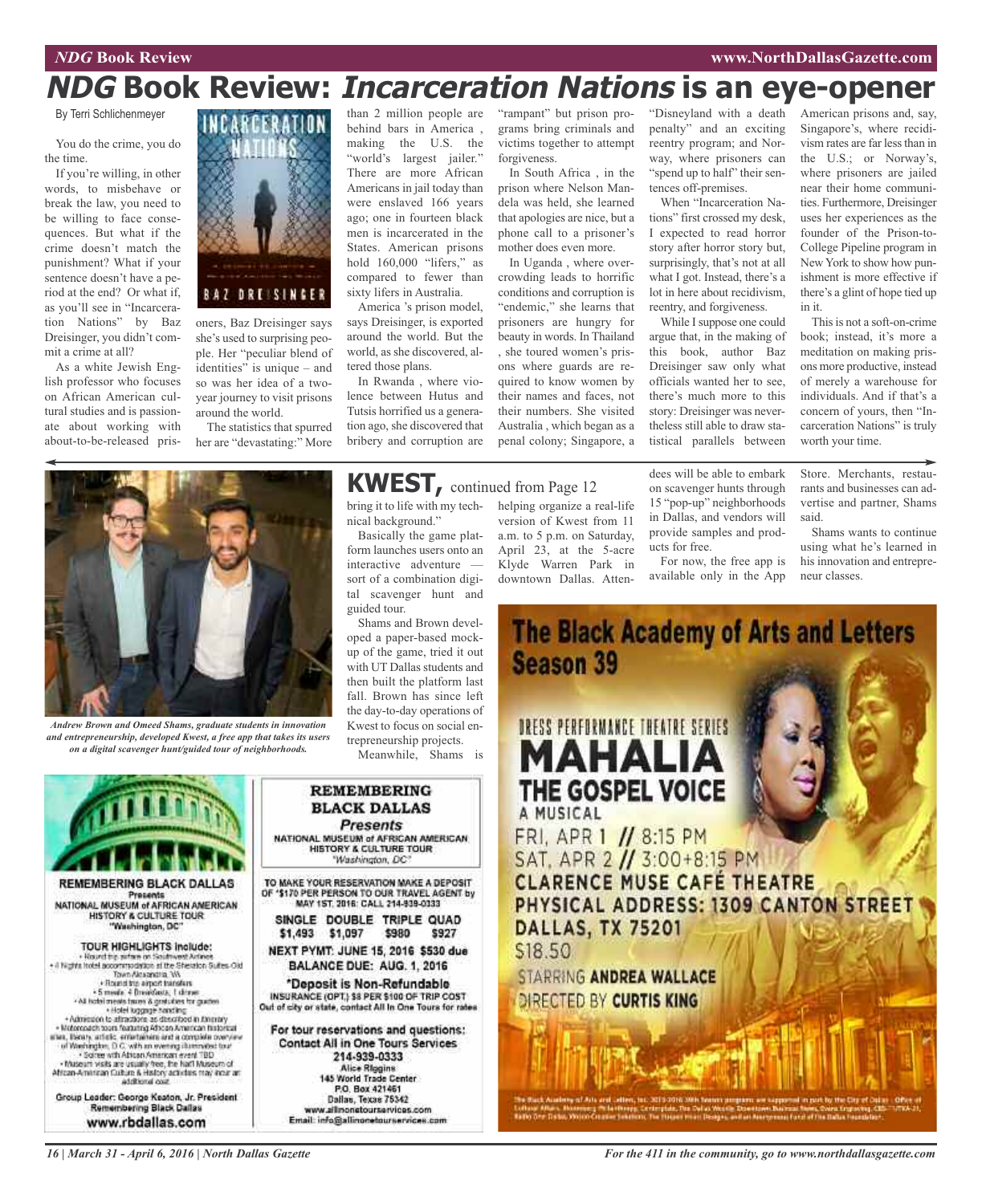# NDG Book Review: *Incarceration Nations* is an eye-opener

By Terri Schlichenmeyer

You do the crime, you do the time.

If you're willing, in other words, to misbehave or break the law, you need to be willing to face consequences. But what if the crime doesn't match the punishment? What if your sentence doesn't have a period at the end? Or what if, as you'll see in "Incarceration Nations" by Baz Dreisinger, you didn't commit a crime at all?

As a white Jewish English professor who focuses on African American cultural studies and is passionate about working with about-to-be-released prisoners, Baz Dreisinger says she's used to surprising people. Her "peculiar blend of identities" is unique – and so was her idea of a two-year journey to visit prisons around the world.

The statistics that spurred her are "devastating:" More than 2 million people are behind bars in America , making the U.S. the "world's largest jailer." There are more African Americans in jail today than were enslaved 166 years ago; one in fourteen black men is incarcerated in the States. American prisons hold 160,000 "lifers," as compared to fewer than sixty lifers in Australia.

America 's prison model, says Dreisinger, is exported around the world. But the world, as she discovered, altered those plans.

In Rwanda , where violence between Hutus and Tutsis horrified us a generation ago, she discovered that bribery and corruption are "rampant" but prison programs bring criminals and victims together to attempt forgiveness.

In South Africa , in the prison where Nelson Mandela was held, she learned that apologies are nice, but a phone call to a prisoner's mother does even more.

In Uganda , where overcrowding leads to horrific conditions and corruption is "endemic," she learns that prisoners are hungry for beauty in words. In Thailand , she toured women's prisons where guards are required to know women by their names and faces, not their numbers. She visited Australia , which began as a penal colony; Singapore, a "Disneyland with a death penalty" and an exciting reentry program; and Norway, where prisoners can "spend up to half" their sentences off-premises.

When "Incarceration Nations" first crossed my desk, I expected to read horror story after horror story but, surprisingly, that's not at all what I got. Instead, there's a lot in here about recidivism, reentry, and forgiveness.

While I suppose one could argue that, in the making of this book, author Baz Dreisinger saw only what officials wanted her to see, there's much more to this story: Dreisinger was nevertheless still able to draw statistical parallels between American prisons and, say, Singapore's, where recidivism rates are far less than in the U.S.; or Norway's, where prisoners are jailed near their home communities. Furthermore, Dreisinger uses her experiences as the founder of the Prison-to-College Pipeline program in New York to show how punishment is more effective if there's a glint of hope tied up in it.

This is not a soft-on-crime book; instead, it's more a meditation on making prisons more productive, instead of merely a warehouse for individuals. And if that's a concern of yours, then "Incarceration Nations" is truly worth your time.

---

*Andrew Brown and Omeed Shams, graduate students in innovation and entrepreneurship, developed Kwest, a free app that takes its users on a digital scavenger hunt/guided tour of neighborhoods.*

## KWEST, continued from Page 12

bring it to life with my technical background."

Basically the game platform launches users onto an interactive adventure — sort of a combination digital scavenger hunt and guided tour.

Shams and Brown developed a paper-based mock-up of the game, tried it out with UT Dallas students and then built the platform last fall. Brown has since left the day-to-day operations of Kwest to focus on social entrepreneurship projects.

Meanwhile, Shams is helping organize a real-life version of Kwest from 11 a.m. to 5 p.m. on Saturday, April 23, at the 5-acre Klyde Warren Park in downtown Dallas. Attendees will be able to embark on scavenger hunts through 15 "pop-up" neighborhoods in Dallas, and vendors will provide samples and products for free.

For now, the free app is available only in the App Store. Merchants, restaurants and businesses can advertise and partner, Shams said.

Shams wants to continue using what he's learned in his innovation and entrepreneur classes.

---

**REMEMBERING BLACK DALLAS**
Presents
NATIONAL MUSEUM of AFRICAN AMERICAN HISTORY & CULTURE TOUR
"Washington, DC"

TOUR HIGHLIGHTS Include:
- Round trip airfare on Southwest Airlines
- 4 Nights hotel accommodation at the Sheraton Suites-Old Town Alexandria, VA
- Round trip airport transfers
- 5 meals: 4 Breakfasts, 1 dinner
- All hotel meals taxes & gratuities for guides
- Hotel luggage handling
- Admission to attractions as described in itinerary
- Motorcoach tours featuring African American historical sites, library, artistic entertainers and a complete overview of Washington, D.C. with an evening illuminated tour
- Soiree with African American event TBD
- Museum visits are usually free, the Nat'l Museum of African-American Culture & History activities may incur an additional cost.

Group Leader: George Keaton, Jr. President Remembering Black Dallas
www.rbdallas.com

**REMEMBERING BLACK DALLAS**
*Presents*
NATIONAL MUSEUM of AFRICAN AMERICAN HISTORY & CULTURE TOUR
*"Washington, DC"*

TO MAKE YOUR RESERVATION MAKE A DEPOSIT OF $170 PER PERSON TO OUR TRAVEL AGENT by MAY 1ST, 2016: CALL 214-939-0333

| SINGLE | DOUBLE | TRIPLE | QUAD |
|---|---|---|---|
| $1,493 | $1,097 | $980 | $927 |

NEXT PYMT: JUNE 15, 2016 $530 due
BALANCE DUE: AUG. 1, 2016

*Deposit is Non-Refundable
INSURANCE (OPT.) $8 PER $100 OF TRIP COST
Out of city or state, contact All In One Tours for rates

For tour reservations and questions:
Contact All in One Tours Services
214-939-0333
Alice Riggins
145 World Trade Center
P.O. Box 421461
Dallas, Texas 75342
www.allinonetourservices.com
Email: info@allinonetourservices.com

---

**The Black Academy of Arts and Letters Season 39**

DRESS PERFORMANCE THEATRE SERIES
**MAHALIA THE GOSPEL VOICE**
A MUSICAL
FRI, APR 1 // 8:15 PM
SAT, APR 2 // 3:00+8:15 PM
CLARENCE MUSE CAFÉ THEATRE
PHYSICAL ADDRESS: 1309 CANTON STREET DALLAS, TX 75201
$18.50
STARRING ANDREA WALLACE
DIRECTED BY CURTIS KING